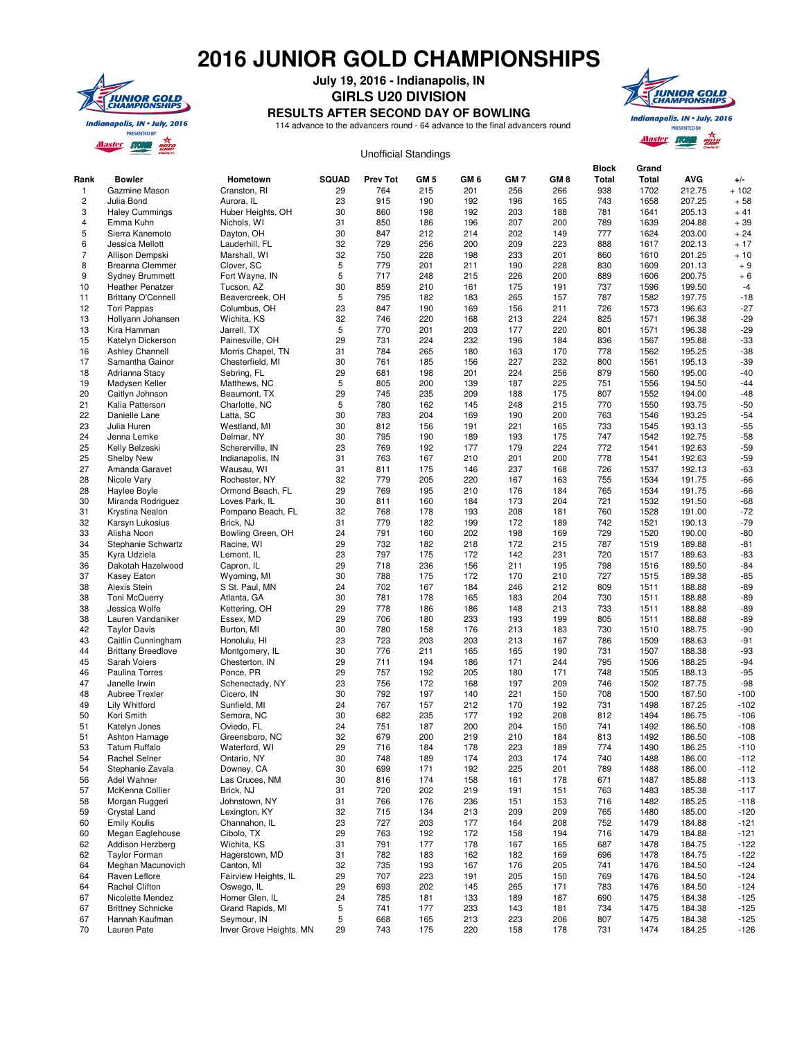# 2016 JUNIOR GOLD CHAMPIONSHIPS

**July 19, 2016 - Indianapolis, IN**

**GIRLS U20 DIVISION**

**RESULTS AFTER SECOND DAY OF BOWLING**

114 advance to the advancers round - 64 advance to the final advancers round

Unofficial Standings

| Rank | Bowler | Hometown | SQUAD | Prev Tot | GM 5 | GM 6 | GM 7 | GM 8 | Block Total | Grand Total | AVG | +/- |
|---|---|---|---|---|---|---|---|---|---|---|---|---|
| 1 | Gazmine Mason | Cranston, RI | 29 | 764 | 215 | 201 | 256 | 266 | 938 | 1702 | 212.75 | + 102 |
| 2 | Julia Bond | Aurora, IL | 23 | 915 | 190 | 192 | 196 | 165 | 743 | 1658 | 207.25 | + 58 |
| 3 | Haley Cummings | Huber Heights, OH | 30 | 860 | 198 | 192 | 203 | 188 | 781 | 1641 | 205.13 | + 41 |
| 4 | Emma Kuhn | Nichols, WI | 31 | 850 | 186 | 196 | 207 | 200 | 789 | 1639 | 204.88 | + 39 |
| 5 | Sierra Kanemoto | Dayton, OH | 30 | 847 | 212 | 214 | 202 | 149 | 777 | 1624 | 203.00 | + 24 |
| 6 | Jessica Mellott | Lauderhill, FL | 32 | 729 | 256 | 200 | 209 | 223 | 888 | 1617 | 202.13 | + 17 |
| 7 | Allison Dempski | Marshall, WI | 32 | 750 | 228 | 198 | 233 | 201 | 860 | 1610 | 201.25 | + 10 |
| 8 | Breanna Clemmer | Clover, SC | 5 | 779 | 201 | 211 | 190 | 228 | 830 | 1609 | 201.13 | + 9 |
| 9 | Sydney Brummett | Fort Wayne, IN | 5 | 717 | 248 | 215 | 226 | 200 | 889 | 1606 | 200.75 | + 6 |
| 10 | Heather Penatzer | Tucson, AZ | 30 | 859 | 210 | 161 | 175 | 191 | 737 | 1596 | 199.50 | -4 |
| 11 | Brittany O'Connell | Beavercreek, OH | 5 | 795 | 182 | 183 | 265 | 157 | 787 | 1582 | 197.75 | -18 |
| 12 | Tori Pappas | Columbus, OH | 23 | 847 | 190 | 169 | 156 | 211 | 726 | 1573 | 196.63 | -27 |
| 13 | Hollyann Johansen | Wichita, KS | 32 | 746 | 220 | 168 | 213 | 224 | 825 | 1571 | 196.38 | -29 |
| 13 | Kira Hamman | Jarrell, TX | 5 | 770 | 201 | 203 | 177 | 220 | 801 | 1571 | 196.38 | -29 |
| 15 | Katelyn Dickerson | Painesville, OH | 29 | 731 | 224 | 232 | 196 | 184 | 836 | 1567 | 195.88 | -33 |
| 16 | Ashley Channell | Morris Chapel, TN | 31 | 784 | 265 | 180 | 163 | 170 | 778 | 1562 | 195.25 | -38 |
| 17 | Samantha Gainor | Chesterfield, MI | 30 | 761 | 185 | 156 | 227 | 232 | 800 | 1561 | 195.13 | -39 |
| 18 | Adrianna Stacy | Sebring, FL | 29 | 681 | 198 | 201 | 224 | 256 | 879 | 1560 | 195.00 | -40 |
| 19 | Madysen Keller | Matthews, NC | 5 | 805 | 200 | 139 | 187 | 225 | 751 | 1556 | 194.50 | -44 |
| 20 | Caitlyn Johnson | Beaumont, TX | 29 | 745 | 235 | 209 | 188 | 175 | 807 | 1552 | 194.00 | -48 |
| 21 | Kalia Patterson | Charlotte, NC | 5 | 780 | 162 | 145 | 248 | 215 | 770 | 1550 | 193.75 | -50 |
| 22 | Danielle Lane | Latta, SC | 30 | 783 | 204 | 169 | 190 | 200 | 763 | 1546 | 193.25 | -54 |
| 23 | Julia Huren | Westland, MI | 30 | 812 | 156 | 191 | 221 | 165 | 733 | 1545 | 193.13 | -55 |
| 24 | Jenna Lemke | Delmar, NY | 30 | 795 | 190 | 189 | 193 | 175 | 747 | 1542 | 192.75 | -58 |
| 25 | Kelly Belzeski | Schererville, IN | 23 | 769 | 192 | 177 | 179 | 224 | 772 | 1541 | 192.63 | -59 |
| 25 | Shelby New | Indianapolis, IN | 31 | 763 | 167 | 210 | 201 | 200 | 778 | 1541 | 192.63 | -59 |
| 27 | Amanda Garavet | Wausau, WI | 31 | 811 | 175 | 146 | 237 | 168 | 726 | 1537 | 192.13 | -63 |
| 28 | Nicole Vary | Rochester, NY | 32 | 779 | 205 | 220 | 167 | 163 | 755 | 1534 | 191.75 | -66 |
| 28 | Haylee Boyle | Ormond Beach, FL | 29 | 769 | 195 | 210 | 176 | 184 | 765 | 1534 | 191.75 | -66 |
| 30 | Miranda Rodriguez | Loves Park, IL | 30 | 811 | 160 | 184 | 173 | 204 | 721 | 1532 | 191.50 | -68 |
| 31 | Krystina Nealon | Pompano Beach, FL | 32 | 768 | 178 | 193 | 208 | 181 | 760 | 1528 | 191.00 | -72 |
| 32 | Karsyn Lukosius | Brick, NJ | 31 | 779 | 182 | 199 | 172 | 189 | 742 | 1521 | 190.13 | -79 |
| 33 | Alisha Noon | Bowling Green, OH | 24 | 791 | 160 | 202 | 198 | 169 | 729 | 1520 | 190.00 | -80 |
| 34 | Stephanie Schwartz | Racine, WI | 29 | 732 | 182 | 218 | 172 | 215 | 787 | 1519 | 189.88 | -81 |
| 35 | Kyra Udziela | Lemont, IL | 23 | 797 | 175 | 172 | 142 | 231 | 720 | 1517 | 189.63 | -83 |
| 36 | Dakotah Hazelwood | Capron, IL | 29 | 718 | 236 | 156 | 211 | 195 | 798 | 1516 | 189.50 | -84 |
| 37 | Kasey Eaton | Wyoming, MI | 30 | 788 | 175 | 172 | 170 | 210 | 727 | 1515 | 189.38 | -85 |
| 38 | Alexis Stein | S St. Paul, MN | 24 | 702 | 167 | 184 | 246 | 212 | 809 | 1511 | 188.88 | -89 |
| 38 | Toni McQuerry | Atlanta, GA | 30 | 781 | 178 | 165 | 183 | 204 | 730 | 1511 | 188.88 | -89 |
| 38 | Jessica Wolfe | Kettering, OH | 29 | 778 | 186 | 186 | 148 | 213 | 733 | 1511 | 188.88 | -89 |
| 38 | Lauren Vandaniker | Essex, MD | 29 | 706 | 180 | 233 | 193 | 199 | 805 | 1511 | 188.88 | -89 |
| 42 | Taylor Davis | Burton, MI | 30 | 780 | 158 | 176 | 213 | 183 | 730 | 1510 | 188.75 | -90 |
| 43 | Caitlin Cunningham | Honolulu, HI | 23 | 723 | 203 | 203 | 213 | 167 | 786 | 1509 | 188.63 | -91 |
| 44 | Brittany Breedlove | Montgomery, IL | 30 | 776 | 211 | 165 | 165 | 190 | 731 | 1507 | 188.38 | -93 |
| 45 | Sarah Voiers | Chesterton, IN | 29 | 711 | 194 | 186 | 171 | 244 | 795 | 1506 | 188.25 | -94 |
| 46 | Paulina Torres | Ponce, PR | 29 | 757 | 192 | 205 | 180 | 171 | 748 | 1505 | 188.13 | -95 |
| 47 | Janelle Irwin | Schenectady, NY | 23 | 756 | 172 | 168 | 197 | 209 | 746 | 1502 | 187.75 | -98 |
| 48 | Aubree Trexler | Cicero, IN | 30 | 792 | 197 | 140 | 221 | 150 | 708 | 1500 | 187.50 | -100 |
| 49 | Lily Whitford | Sunfield, MI | 24 | 767 | 157 | 212 | 170 | 192 | 731 | 1498 | 187.25 | -102 |
| 50 | Kori Smith | Semora, NC | 30 | 682 | 235 | 177 | 192 | 208 | 812 | 1494 | 186.75 | -106 |
| 51 | Katelyn Jones | Oviedo, FL | 24 | 751 | 187 | 200 | 204 | 150 | 741 | 1492 | 186.50 | -108 |
| 51 | Ashton Harnage | Greensboro, NC | 32 | 679 | 200 | 219 | 210 | 184 | 813 | 1492 | 186.50 | -108 |
| 53 | Tatum Ruffalo | Waterford, WI | 29 | 716 | 184 | 178 | 223 | 189 | 774 | 1490 | 186.25 | -110 |
| 54 | Rachel Selner | Ontario, NY | 30 | 748 | 189 | 174 | 203 | 174 | 740 | 1488 | 186.00 | -112 |
| 54 | Stephanie Zavala | Downey, CA | 30 | 699 | 171 | 192 | 225 | 201 | 789 | 1488 | 186.00 | -112 |
| 56 | Adel Wahner | Las Cruces, NM | 30 | 816 | 174 | 158 | 161 | 178 | 671 | 1487 | 185.88 | -113 |
| 57 | McKenna Collier | Brick, NJ | 31 | 720 | 202 | 219 | 191 | 151 | 763 | 1483 | 185.38 | -117 |
| 58 | Morgan Ruggeri | Johnstown, NY | 31 | 766 | 176 | 236 | 151 | 153 | 716 | 1482 | 185.25 | -118 |
| 59 | Crystal Land | Lexington, KY | 32 | 715 | 134 | 213 | 209 | 209 | 765 | 1480 | 185.00 | -120 |
| 60 | Emily Koulis | Channahon, IL | 23 | 727 | 203 | 177 | 164 | 208 | 752 | 1479 | 184.88 | -121 |
| 60 | Megan Eaglehouse | Cibolo, TX | 29 | 763 | 192 | 172 | 158 | 194 | 716 | 1479 | 184.88 | -121 |
| 62 | Addison Herzberg | Wichita, KS | 31 | 791 | 177 | 178 | 167 | 165 | 687 | 1478 | 184.75 | -122 |
| 62 | Taylor Forman | Hagerstown, MD | 31 | 782 | 183 | 162 | 182 | 169 | 696 | 1478 | 184.75 | -122 |
| 64 | Meghan Macunovich | Canton, MI | 32 | 735 | 193 | 167 | 176 | 205 | 741 | 1476 | 184.50 | -124 |
| 64 | Raven Leflore | Fairview Heights, IL | 29 | 707 | 223 | 191 | 205 | 150 | 769 | 1476 | 184.50 | -124 |
| 64 | Rachel Clifton | Oswego, IL | 29 | 693 | 202 | 145 | 265 | 171 | 783 | 1476 | 184.50 | -124 |
| 67 | Nicolette Mendez | Homer Glen, IL | 24 | 785 | 181 | 133 | 189 | 187 | 690 | 1475 | 184.38 | -125 |
| 67 | Brittney Schnicke | Grand Rapids, MI | 5 | 741 | 177 | 233 | 143 | 181 | 734 | 1475 | 184.38 | -125 |
| 67 | Hannah Kaufman | Seymour, IN | 5 | 668 | 165 | 213 | 223 | 206 | 807 | 1475 | 184.38 | -125 |
| 70 | Lauren Pate | Inver Grove Heights, MN | 29 | 743 | 175 | 220 | 158 | 178 | 731 | 1474 | 184.25 | -126 |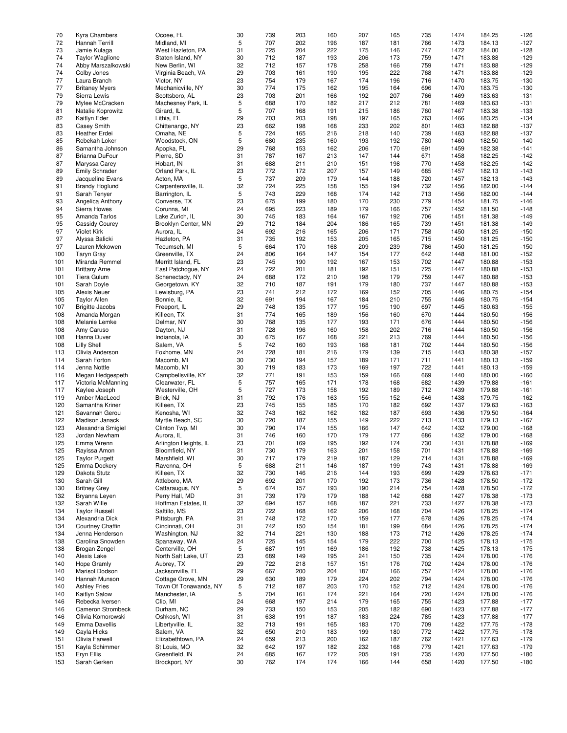| | | | | | | | | | | | | |
|---|---|---|---|---|---|---|---|---|---|---|---|---|
| 70 | Kyra Chambers | Ocoee, FL | 30 | 739 | 203 | 160 | 207 | 165 | 735 | 1474 | 184.25 | -126 |
| 72 | Hannah Terrill | Midland, MI | 5 | 707 | 202 | 196 | 187 | 181 | 766 | 1473 | 184.13 | -127 |
| 73 | Jamie Kulaga | West Hazleton, PA | 31 | 725 | 204 | 222 | 175 | 146 | 747 | 1472 | 184.00 | -128 |
| 74 | Taylor Waglione | Staten Island, NY | 30 | 712 | 187 | 193 | 206 | 173 | 759 | 1471 | 183.88 | -129 |
| 74 | Abby Marszalkowski | New Berlin, WI | 32 | 712 | 157 | 178 | 258 | 166 | 759 | 1471 | 183.88 | -129 |
| 74 | Colby Jones | Virginia Beach, VA | 29 | 703 | 161 | 190 | 195 | 222 | 768 | 1471 | 183.88 | -129 |
| 77 | Laura Branch | Victor, NY | 23 | 754 | 179 | 167 | 174 | 196 | 716 | 1470 | 183.75 | -130 |
| 77 | Britaney Myers | Mechanicville, NY | 30 | 774 | 175 | 162 | 195 | 164 | 696 | 1470 | 183.75 | -130 |
| 79 | Sierra Lewis | Scottsboro, AL | 23 | 703 | 201 | 166 | 192 | 207 | 766 | 1469 | 183.63 | -131 |
| 79 | Mylee McCracken | Machesney Park, IL | 5 | 688 | 170 | 182 | 217 | 212 | 781 | 1469 | 183.63 | -131 |
| 81 | Natalie Koprowitz | Girard, IL | 5 | 707 | 168 | 191 | 215 | 186 | 760 | 1467 | 183.38 | -133 |
| 82 | Kaitlyn Eder | Lithia, FL | 29 | 703 | 203 | 198 | 197 | 165 | 763 | 1466 | 183.25 | -134 |
| 83 | Casey Smith | Chittenango, NY | 23 | 662 | 198 | 168 | 233 | 202 | 801 | 1463 | 182.88 | -137 |
| 83 | Heather Erdei | Omaha, NE | 5 | 724 | 165 | 216 | 218 | 140 | 739 | 1463 | 182.88 | -137 |
| 85 | Rebekah Loker | Woodstock, ON | 5 | 680 | 235 | 160 | 193 | 192 | 780 | 1460 | 182.50 | -140 |
| 86 | Samantha Johnson | Apopka, FL | 29 | 768 | 153 | 162 | 206 | 170 | 691 | 1459 | 182.38 | -141 |
| 87 | Brianna DuFour | Pierre, SD | 31 | 787 | 167 | 213 | 147 | 144 | 671 | 1458 | 182.25 | -142 |
| 87 | Maryssa Carey | Hobart, IN | 31 | 688 | 211 | 210 | 151 | 198 | 770 | 1458 | 182.25 | -142 |
| 89 | Emily Schrader | Orland Park, IL | 23 | 772 | 172 | 207 | 157 | 149 | 685 | 1457 | 182.13 | -143 |
| 89 | Jacqueline Evans | Acton, MA | 5 | 737 | 209 | 179 | 144 | 188 | 720 | 1457 | 182.13 | -143 |
| 91 | Brandy Hoglund | Carpentersville, IL | 32 | 724 | 225 | 158 | 155 | 194 | 732 | 1456 | 182.00 | -144 |
| 91 | Sarah Tenyer | Barrington, IL | 5 | 743 | 229 | 168 | 174 | 142 | 713 | 1456 | 182.00 | -144 |
| 93 | Angelica Anthony | Converse, TX | 23 | 675 | 199 | 180 | 170 | 230 | 779 | 1454 | 181.75 | -146 |
| 94 | Sierra Howes | Corunna, MI | 24 | 695 | 223 | 189 | 179 | 166 | 757 | 1452 | 181.50 | -148 |
| 95 | Amanda Tarlos | Lake Zurich, IL | 30 | 745 | 183 | 164 | 167 | 192 | 706 | 1451 | 181.38 | -149 |
| 95 | Cassidy Courey | Brooklyn Center, MN | 29 | 712 | 184 | 204 | 186 | 165 | 739 | 1451 | 181.38 | -149 |
| 97 | Violet Kirk | Aurora, IL | 24 | 692 | 216 | 165 | 206 | 171 | 758 | 1450 | 181.25 | -150 |
| 97 | Alyssa Balicki | Hazleton, PA | 31 | 735 | 192 | 153 | 205 | 165 | 715 | 1450 | 181.25 | -150 |
| 97 | Lauren Mckowen | Tecumseh, MI | 5 | 664 | 170 | 168 | 209 | 239 | 786 | 1450 | 181.25 | -150 |
| 100 | Taryn Gray | Greenville, TX | 24 | 806 | 164 | 147 | 154 | 177 | 642 | 1448 | 181.00 | -152 |
| 101 | Miranda Remmel | Merritt Island, FL | 23 | 745 | 190 | 192 | 167 | 153 | 702 | 1447 | 180.88 | -153 |
| 101 | Brittany Arne | East Patchogue, NY | 24 | 722 | 201 | 181 | 192 | 151 | 725 | 1447 | 180.88 | -153 |
| 101 | Tiera Gulum | Schenectady, NY | 24 | 688 | 172 | 210 | 198 | 179 | 759 | 1447 | 180.88 | -153 |
| 101 | Sarah Doyle | Georgetown, KY | 32 | 710 | 187 | 191 | 179 | 180 | 737 | 1447 | 180.88 | -153 |
| 105 | Alexis Neuer | Lewisburg, PA | 23 | 741 | 212 | 172 | 169 | 152 | 705 | 1446 | 180.75 | -154 |
| 105 | Taylor Allen | Bonnie, IL | 32 | 691 | 194 | 167 | 184 | 210 | 755 | 1446 | 180.75 | -154 |
| 107 | Brigitte Jacobs | Freeport, IL | 29 | 748 | 135 | 177 | 195 | 190 | 697 | 1445 | 180.63 | -155 |
| 108 | Amanda Morgan | Killeen, TX | 31 | 774 | 165 | 189 | 156 | 160 | 670 | 1444 | 180.50 | -156 |
| 108 | Melanie Lemke | Delmar, NY | 30 | 768 | 135 | 177 | 193 | 171 | 676 | 1444 | 180.50 | -156 |
| 108 | Amy Caruso | Dayton, NJ | 31 | 728 | 196 | 160 | 158 | 202 | 716 | 1444 | 180.50 | -156 |
| 108 | Hanna Duver | Indianola, IA | 30 | 675 | 167 | 168 | 221 | 213 | 769 | 1444 | 180.50 | -156 |
| 108 | Lilly Shell | Salem, VA | 5 | 742 | 160 | 193 | 168 | 181 | 702 | 1444 | 180.50 | -156 |
| 113 | Olivia Anderson | Foxhome, MN | 24 | 728 | 181 | 216 | 179 | 139 | 715 | 1443 | 180.38 | -157 |
| 114 | Sarah Forton | Macomb, MI | 30 | 730 | 194 | 157 | 189 | 171 | 711 | 1441 | 180.13 | -159 |
| 114 | Jenna Nottle | Macomb, MI | 30 | 719 | 183 | 173 | 169 | 197 | 722 | 1441 | 180.13 | -159 |
| 116 | Megan Hedgespeth | Campbellsville, KY | 32 | 771 | 191 | 153 | 159 | 166 | 669 | 1440 | 180.00 | -160 |
| 117 | Victoria McManning | Clearwater, FL | 5 | 757 | 165 | 171 | 178 | 168 | 682 | 1439 | 179.88 | -161 |
| 117 | Kaylee Joseph | Westerville, OH | 5 | 727 | 173 | 158 | 192 | 189 | 712 | 1439 | 179.88 | -161 |
| 119 | Amber MacLeod | Brick, NJ | 31 | 792 | 176 | 163 | 155 | 152 | 646 | 1438 | 179.75 | -162 |
| 120 | Samantha Kriner | Killeen, TX | 23 | 745 | 155 | 185 | 170 | 182 | 692 | 1437 | 179.63 | -163 |
| 121 | Savannah Gerou | Kenosha, WI | 32 | 743 | 162 | 162 | 182 | 187 | 693 | 1436 | 179.50 | -164 |
| 122 | Madison Janack | Myrtle Beach, SC | 30 | 720 | 187 | 155 | 149 | 222 | 713 | 1433 | 179.13 | -167 |
| 123 | Alexandria Smigiel | Clinton Twp, MI | 30 | 790 | 174 | 155 | 166 | 147 | 642 | 1432 | 179.00 | -168 |
| 123 | Jordan Newham | Aurora, IL | 31 | 746 | 160 | 170 | 179 | 177 | 686 | 1432 | 179.00 | -168 |
| 125 | Emma Wrenn | Arlington Heights, IL | 23 | 701 | 169 | 195 | 192 | 174 | 730 | 1431 | 178.88 | -169 |
| 125 | Rayissa Amon | Bloomfield, NY | 31 | 730 | 179 | 163 | 201 | 158 | 701 | 1431 | 178.88 | -169 |
| 125 | Taylor Purgett | Marshfield, WI | 30 | 717 | 179 | 219 | 187 | 129 | 714 | 1431 | 178.88 | -169 |
| 125 | Emma Dockery | Ravenna, OH | 5 | 688 | 211 | 146 | 187 | 199 | 743 | 1431 | 178.88 | -169 |
| 129 | Dakota Stutz | Killeen, TX | 32 | 730 | 146 | 216 | 144 | 193 | 699 | 1429 | 178.63 | -171 |
| 130 | Sarah Gill | Attleboro, MA | 29 | 692 | 201 | 170 | 192 | 173 | 736 | 1428 | 178.50 | -172 |
| 130 | Britney Grey | Cattaraugus, NY | 5 | 674 | 157 | 193 | 190 | 214 | 754 | 1428 | 178.50 | -172 |
| 132 | Bryanna Leyen | Perry Hall, MD | 31 | 739 | 179 | 179 | 188 | 142 | 688 | 1427 | 178.38 | -173 |
| 132 | Sarah Wille | Hoffman Estates, IL | 32 | 694 | 157 | 168 | 187 | 221 | 733 | 1427 | 178.38 | -173 |
| 134 | Taylor Russell | Saltillo, MS | 23 | 722 | 168 | 162 | 206 | 168 | 704 | 1426 | 178.25 | -174 |
| 134 | Alexandria Dick | Pittsburgh, PA | 31 | 748 | 172 | 170 | 159 | 177 | 678 | 1426 | 178.25 | -174 |
| 134 | Courtney Chaffin | Cincinnati, OH | 31 | 742 | 150 | 154 | 181 | 199 | 684 | 1426 | 178.25 | -174 |
| 134 | Jenna Henderson | Washington, NJ | 32 | 714 | 221 | 130 | 188 | 173 | 712 | 1426 | 178.25 | -174 |
| 138 | Carolina Snowden | Spanaway, WA | 24 | 725 | 145 | 154 | 179 | 222 | 700 | 1425 | 178.13 | -175 |
| 138 | Brogan Zengel | Centerville, OH | 5 | 687 | 191 | 169 | 186 | 192 | 738 | 1425 | 178.13 | -175 |
| 140 | Alexis Lake | North Salt Lake, UT | 23 | 689 | 149 | 195 | 241 | 150 | 735 | 1424 | 178.00 | -176 |
| 140 | Hope Gramly | Aubrey, TX | 29 | 722 | 218 | 157 | 151 | 176 | 702 | 1424 | 178.00 | -176 |
| 140 | Marisol Dodson | Jacksonville, FL | 29 | 667 | 200 | 204 | 187 | 166 | 757 | 1424 | 178.00 | -176 |
| 140 | Hannah Munson | Cottage Grove, MN | 29 | 630 | 189 | 179 | 224 | 202 | 794 | 1424 | 178.00 | -176 |
| 140 | Ashley Fries | Town Of Tonawanda, NY | 5 | 712 | 187 | 203 | 170 | 152 | 712 | 1424 | 178.00 | -176 |
| 140 | Kaitlyn Salow | Manchester, IA | 5 | 704 | 161 | 174 | 221 | 164 | 720 | 1424 | 178.00 | -176 |
| 146 | Rebecka Iversen | Clio, MI | 24 | 668 | 197 | 214 | 179 | 165 | 755 | 1423 | 177.88 | -177 |
| 146 | Cameron Strombeck | Durham, NC | 29 | 733 | 150 | 153 | 205 | 182 | 690 | 1423 | 177.88 | -177 |
| 146 | Olivia Komorowski | Oshkosh, WI | 31 | 638 | 191 | 187 | 183 | 224 | 785 | 1423 | 177.88 | -177 |
| 149 | Emma Davellis | Libertyville, IL | 32 | 713 | 191 | 165 | 183 | 170 | 709 | 1422 | 177.75 | -178 |
| 149 | Cayla Hicks | Salem, VA | 32 | 650 | 210 | 183 | 199 | 180 | 772 | 1422 | 177.75 | -178 |
| 151 | Olivia Farwell | Elizabethtown, PA | 24 | 659 | 213 | 200 | 162 | 187 | 762 | 1421 | 177.63 | -179 |
| 151 | Kayla Schimmer | St Louis, MO | 32 | 642 | 197 | 182 | 232 | 168 | 779 | 1421 | 177.63 | -179 |
| 153 | Eryn Ellis | Greenfield, IN | 24 | 685 | 167 | 172 | 205 | 191 | 735 | 1420 | 177.50 | -180 |
| 153 | Sarah Gerken | Brockport, NY | 30 | 762 | 174 | 174 | 166 | 144 | 658 | 1420 | 177.50 | -180 |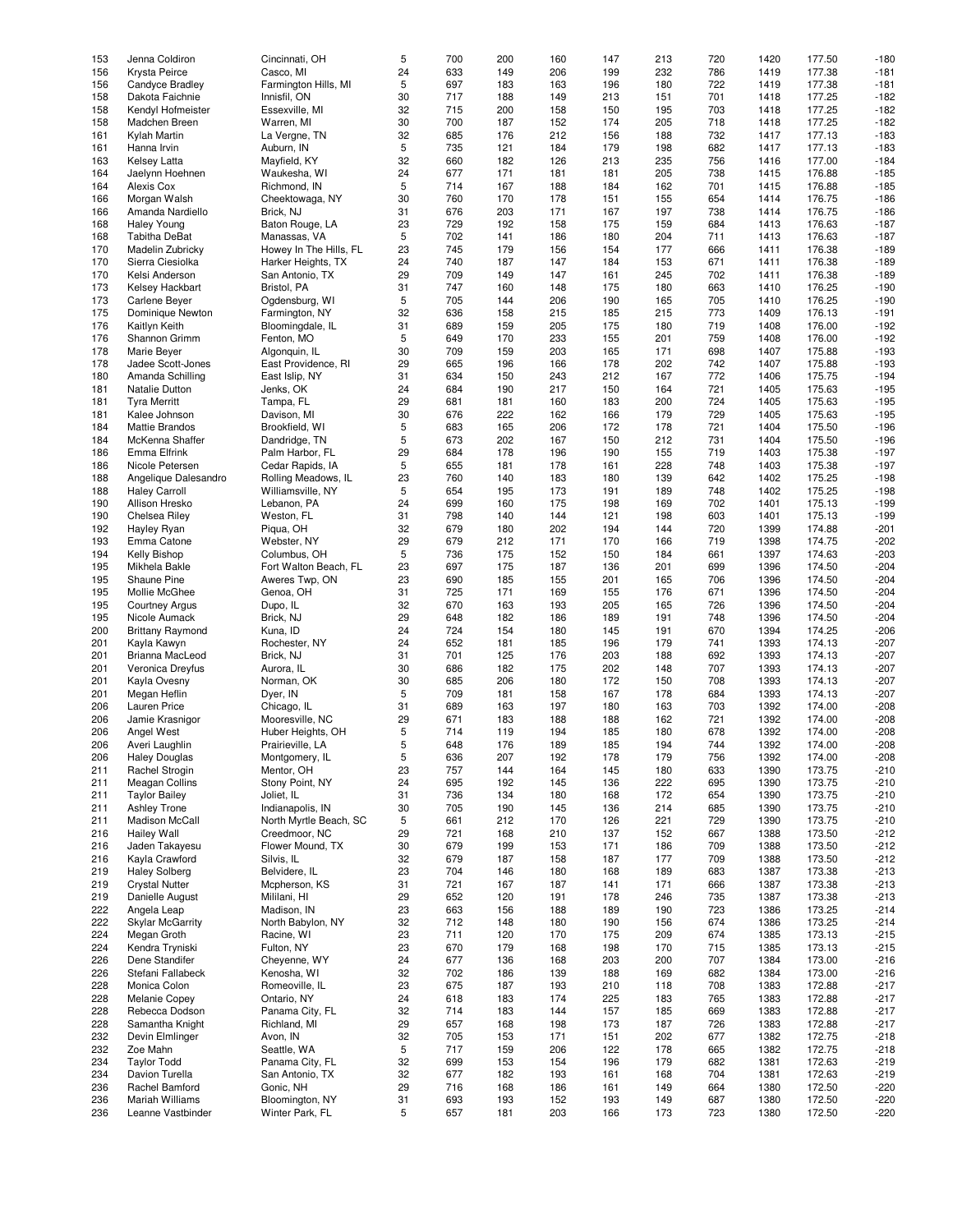| | | | | | | | | | | | | |
|---|---|---|---|---|---|---|---|---|---|---|---|---|
| 153 | Jenna Coldiron | Cincinnati, OH | 5 | 700 | 200 | 160 | 147 | 213 | 720 | 1420 | 177.50 | -180 |
| 156 | Krysta Peirce | Casco, MI | 24 | 633 | 149 | 206 | 199 | 232 | 786 | 1419 | 177.38 | -181 |
| 156 | Candyce Bradley | Farmington Hills, MI | 5 | 697 | 183 | 163 | 196 | 180 | 722 | 1419 | 177.38 | -181 |
| 158 | Dakota Faichnie | Innisfil, ON | 30 | 717 | 188 | 149 | 213 | 151 | 701 | 1418 | 177.25 | -182 |
| 158 | Kendyl Hofmeister | Essexville, MI | 32 | 715 | 200 | 158 | 150 | 195 | 703 | 1418 | 177.25 | -182 |
| 158 | Madchen Breen | Warren, MI | 30 | 700 | 187 | 152 | 174 | 205 | 718 | 1418 | 177.25 | -182 |
| 161 | Kylah Martin | La Vergne, TN | 32 | 685 | 176 | 212 | 156 | 188 | 732 | 1417 | 177.13 | -183 |
| 161 | Hanna Irvin | Auburn, IN | 5 | 735 | 121 | 184 | 179 | 198 | 682 | 1417 | 177.13 | -183 |
| 163 | Kelsey Latta | Mayfield, KY | 32 | 660 | 182 | 126 | 213 | 235 | 756 | 1416 | 177.00 | -184 |
| 164 | Jaelynn Hoehnen | Waukesha, WI | 24 | 677 | 171 | 181 | 181 | 205 | 738 | 1415 | 176.88 | -185 |
| 164 | Alexis Cox | Richmond, IN | 5 | 714 | 167 | 188 | 184 | 162 | 701 | 1415 | 176.88 | -185 |
| 166 | Morgan Walsh | Cheektowaga, NY | 30 | 760 | 170 | 178 | 151 | 155 | 654 | 1414 | 176.75 | -186 |
| 166 | Amanda Nardiello | Brick, NJ | 31 | 676 | 203 | 171 | 167 | 197 | 738 | 1414 | 176.75 | -186 |
| 168 | Haley Young | Baton Rouge, LA | 23 | 729 | 192 | 158 | 175 | 159 | 684 | 1413 | 176.63 | -187 |
| 168 | Tabitha DeBat | Manassas, VA | 5 | 702 | 141 | 186 | 180 | 204 | 711 | 1413 | 176.63 | -187 |
| 170 | Madelin Zubricky | Howey In The Hills, FL | 23 | 745 | 179 | 156 | 154 | 177 | 666 | 1411 | 176.38 | -189 |
| 170 | Sierra Ciesiolka | Harker Heights, TX | 24 | 740 | 187 | 147 | 184 | 153 | 671 | 1411 | 176.38 | -189 |
| 170 | Kelsi Anderson | San Antonio, TX | 29 | 709 | 149 | 147 | 161 | 245 | 702 | 1411 | 176.38 | -189 |
| 173 | Kelsey Hackbart | Bristol, PA | 31 | 747 | 160 | 148 | 175 | 180 | 663 | 1410 | 176.25 | -190 |
| 173 | Carlene Beyer | Ogdensburg, WI | 5 | 705 | 144 | 206 | 190 | 165 | 705 | 1410 | 176.25 | -190 |
| 175 | Dominique Newton | Farmington, NY | 32 | 636 | 158 | 215 | 185 | 215 | 773 | 1409 | 176.13 | -191 |
| 176 | Kaitlyn Keith | Bloomingdale, IL | 31 | 689 | 159 | 205 | 175 | 180 | 719 | 1408 | 176.00 | -192 |
| 176 | Shannon Grimm | Fenton, MO | 5 | 649 | 170 | 233 | 155 | 201 | 759 | 1408 | 176.00 | -192 |
| 178 | Marie Beyer | Algonquin, IL | 30 | 709 | 159 | 203 | 165 | 171 | 698 | 1407 | 175.88 | -193 |
| 178 | Jadee Scott-Jones | East Providence, RI | 29 | 665 | 196 | 166 | 178 | 202 | 742 | 1407 | 175.88 | -193 |
| 180 | Amanda Schilling | East Islip, NY | 31 | 634 | 150 | 243 | 212 | 167 | 772 | 1406 | 175.75 | -194 |
| 181 | Natalie Dutton | Jenks, OK | 24 | 684 | 190 | 217 | 150 | 164 | 721 | 1405 | 175.63 | -195 |
| 181 | Tyra Merritt | Tampa, FL | 29 | 681 | 181 | 160 | 183 | 200 | 724 | 1405 | 175.63 | -195 |
| 181 | Kalee Johnson | Davison, MI | 30 | 676 | 222 | 162 | 166 | 179 | 729 | 1405 | 175.63 | -195 |
| 184 | Mattie Brandos | Brookfield, WI | 5 | 683 | 165 | 206 | 172 | 178 | 721 | 1404 | 175.50 | -196 |
| 184 | McKenna Shaffer | Dandridge, TN | 5 | 673 | 202 | 167 | 150 | 212 | 731 | 1404 | 175.50 | -196 |
| 186 | Emma Elfrink | Palm Harbor, FL | 29 | 684 | 178 | 196 | 190 | 155 | 719 | 1403 | 175.38 | -197 |
| 186 | Nicole Petersen | Cedar Rapids, IA | 5 | 655 | 181 | 178 | 161 | 228 | 748 | 1403 | 175.38 | -197 |
| 188 | Angelique Dalesandro | Rolling Meadows, IL | 23 | 760 | 140 | 183 | 180 | 139 | 642 | 1402 | 175.25 | -198 |
| 188 | Haley Carroll | Williamsville, NY | 5 | 654 | 195 | 173 | 191 | 189 | 748 | 1402 | 175.25 | -198 |
| 190 | Allison Hresko | Lebanon, PA | 24 | 699 | 160 | 175 | 198 | 169 | 702 | 1401 | 175.13 | -199 |
| 190 | Chelsea Riley | Weston, FL | 31 | 798 | 140 | 144 | 121 | 198 | 603 | 1401 | 175.13 | -199 |
| 192 | Hayley Ryan | Piqua, OH | 32 | 679 | 180 | 202 | 194 | 144 | 720 | 1399 | 174.88 | -201 |
| 193 | Emma Catone | Webster, NY | 29 | 679 | 212 | 171 | 170 | 166 | 719 | 1398 | 174.75 | -202 |
| 194 | Kelly Bishop | Columbus, OH | 5 | 736 | 175 | 152 | 150 | 184 | 661 | 1397 | 174.63 | -203 |
| 195 | Mikhela Bakle | Fort Walton Beach, FL | 23 | 697 | 175 | 187 | 136 | 201 | 699 | 1396 | 174.50 | -204 |
| 195 | Shaune Pine | Aweres Twp, ON | 23 | 690 | 185 | 155 | 201 | 165 | 706 | 1396 | 174.50 | -204 |
| 195 | Mollie McGhee | Genoa, OH | 31 | 725 | 171 | 169 | 155 | 176 | 671 | 1396 | 174.50 | -204 |
| 195 | Courtney Argus | Dupo, IL | 32 | 670 | 163 | 193 | 205 | 165 | 726 | 1396 | 174.50 | -204 |
| 195 | Nicole Aumack | Brick, NJ | 29 | 648 | 182 | 186 | 189 | 191 | 748 | 1396 | 174.50 | -204 |
| 200 | Brittany Raymond | Kuna, ID | 24 | 724 | 154 | 180 | 145 | 191 | 670 | 1394 | 174.25 | -206 |
| 201 | Kayla Kawyn | Rochester, NY | 24 | 652 | 181 | 185 | 196 | 179 | 741 | 1393 | 174.13 | -207 |
| 201 | Brianna MacLeod | Brick, NJ | 31 | 701 | 125 | 176 | 203 | 188 | 692 | 1393 | 174.13 | -207 |
| 201 | Veronica Dreyfus | Aurora, IL | 30 | 686 | 182 | 175 | 202 | 148 | 707 | 1393 | 174.13 | -207 |
| 201 | Kayla Ovesny | Norman, OK | 30 | 685 | 206 | 180 | 172 | 150 | 708 | 1393 | 174.13 | -207 |
| 201 | Megan Heflin | Dyer, IN | 5 | 709 | 181 | 158 | 167 | 178 | 684 | 1393 | 174.13 | -207 |
| 206 | Lauren Price | Chicago, IL | 31 | 689 | 163 | 197 | 180 | 163 | 703 | 1392 | 174.00 | -208 |
| 206 | Jamie Krasnigor | Mooresville, NC | 29 | 671 | 183 | 188 | 188 | 162 | 721 | 1392 | 174.00 | -208 |
| 206 | Angel West | Huber Heights, OH | 5 | 714 | 119 | 194 | 185 | 180 | 678 | 1392 | 174.00 | -208 |
| 206 | Averi Laughlin | Prairieville, LA | 5 | 648 | 176 | 189 | 185 | 194 | 744 | 1392 | 174.00 | -208 |
| 206 | Haley Douglas | Montgomery, IL | 5 | 636 | 207 | 192 | 178 | 179 | 756 | 1392 | 174.00 | -208 |
| 211 | Rachel Strogin | Mentor, OH | 23 | 757 | 144 | 164 | 145 | 180 | 633 | 1390 | 173.75 | -210 |
| 211 | Meagan Collins | Stony Point, NY | 24 | 695 | 192 | 145 | 136 | 222 | 695 | 1390 | 173.75 | -210 |
| 211 | Taylor Bailey | Joliet, IL | 31 | 736 | 134 | 180 | 168 | 172 | 654 | 1390 | 173.75 | -210 |
| 211 | Ashley Trone | Indianapolis, IN | 30 | 705 | 190 | 145 | 136 | 214 | 685 | 1390 | 173.75 | -210 |
| 211 | Madison McCall | North Myrtle Beach, SC | 5 | 661 | 212 | 170 | 126 | 221 | 729 | 1390 | 173.75 | -210 |
| 216 | Hailey Wall | Creedmoor, NC | 29 | 721 | 168 | 210 | 137 | 152 | 667 | 1388 | 173.50 | -212 |
| 216 | Jaden Takayesu | Flower Mound, TX | 30 | 679 | 199 | 153 | 171 | 186 | 709 | 1388 | 173.50 | -212 |
| 216 | Kayla Crawford | Silvis, IL | 32 | 679 | 187 | 158 | 187 | 177 | 709 | 1388 | 173.50 | -212 |
| 219 | Haley Solberg | Belvidere, IL | 23 | 704 | 146 | 180 | 168 | 189 | 683 | 1387 | 173.38 | -213 |
| 219 | Crystal Nutter | Mcpherson, KS | 31 | 721 | 167 | 187 | 141 | 171 | 666 | 1387 | 173.38 | -213 |
| 219 | Danielle August | Mililani, HI | 29 | 652 | 120 | 191 | 178 | 246 | 735 | 1387 | 173.38 | -213 |
| 222 | Angela Leap | Madison, IN | 23 | 663 | 156 | 188 | 189 | 190 | 723 | 1386 | 173.25 | -214 |
| 222 | Skylar McGarrity | North Babylon, NY | 32 | 712 | 148 | 180 | 190 | 156 | 674 | 1386 | 173.25 | -214 |
| 224 | Megan Groth | Racine, WI | 23 | 711 | 120 | 170 | 175 | 209 | 674 | 1385 | 173.13 | -215 |
| 224 | Kendra Tryniski | Fulton, NY | 23 | 670 | 179 | 168 | 198 | 170 | 715 | 1385 | 173.13 | -215 |
| 226 | Dene Standifer | Cheyenne, WY | 24 | 677 | 136 | 168 | 203 | 200 | 707 | 1384 | 173.00 | -216 |
| 226 | Stefani Fallabeck | Kenosha, WI | 32 | 702 | 186 | 139 | 188 | 169 | 682 | 1384 | 173.00 | -216 |
| 228 | Monica Colon | Romeoville, IL | 23 | 675 | 187 | 193 | 210 | 118 | 708 | 1383 | 172.88 | -217 |
| 228 | Melanie Copey | Ontario, NY | 24 | 618 | 183 | 174 | 225 | 183 | 765 | 1383 | 172.88 | -217 |
| 228 | Rebecca Dodson | Panama City, FL | 32 | 714 | 183 | 144 | 157 | 185 | 669 | 1383 | 172.88 | -217 |
| 228 | Samantha Knight | Richland, MI | 29 | 657 | 168 | 198 | 173 | 187 | 726 | 1383 | 172.88 | -217 |
| 232 | Devin Elmlinger | Avon, IN | 32 | 705 | 153 | 171 | 151 | 202 | 677 | 1382 | 172.75 | -218 |
| 232 | Zoe Mahn | Seattle, WA | 5 | 717 | 159 | 206 | 122 | 178 | 665 | 1382 | 172.75 | -218 |
| 234 | Taylor Todd | Panama City, FL | 32 | 699 | 153 | 154 | 196 | 179 | 682 | 1381 | 172.63 | -219 |
| 234 | Davion Turella | San Antonio, TX | 32 | 677 | 182 | 193 | 161 | 168 | 704 | 1381 | 172.63 | -219 |
| 236 | Rachel Bamford | Gonic, NH | 29 | 716 | 168 | 186 | 161 | 149 | 664 | 1380 | 172.50 | -220 |
| 236 | Mariah Williams | Bloomington, NY | 31 | 693 | 193 | 152 | 193 | 149 | 687 | 1380 | 172.50 | -220 |
| 236 | Leanne Vastbinder | Winter Park, FL | 5 | 657 | 181 | 203 | 166 | 173 | 723 | 1380 | 172.50 | -220 |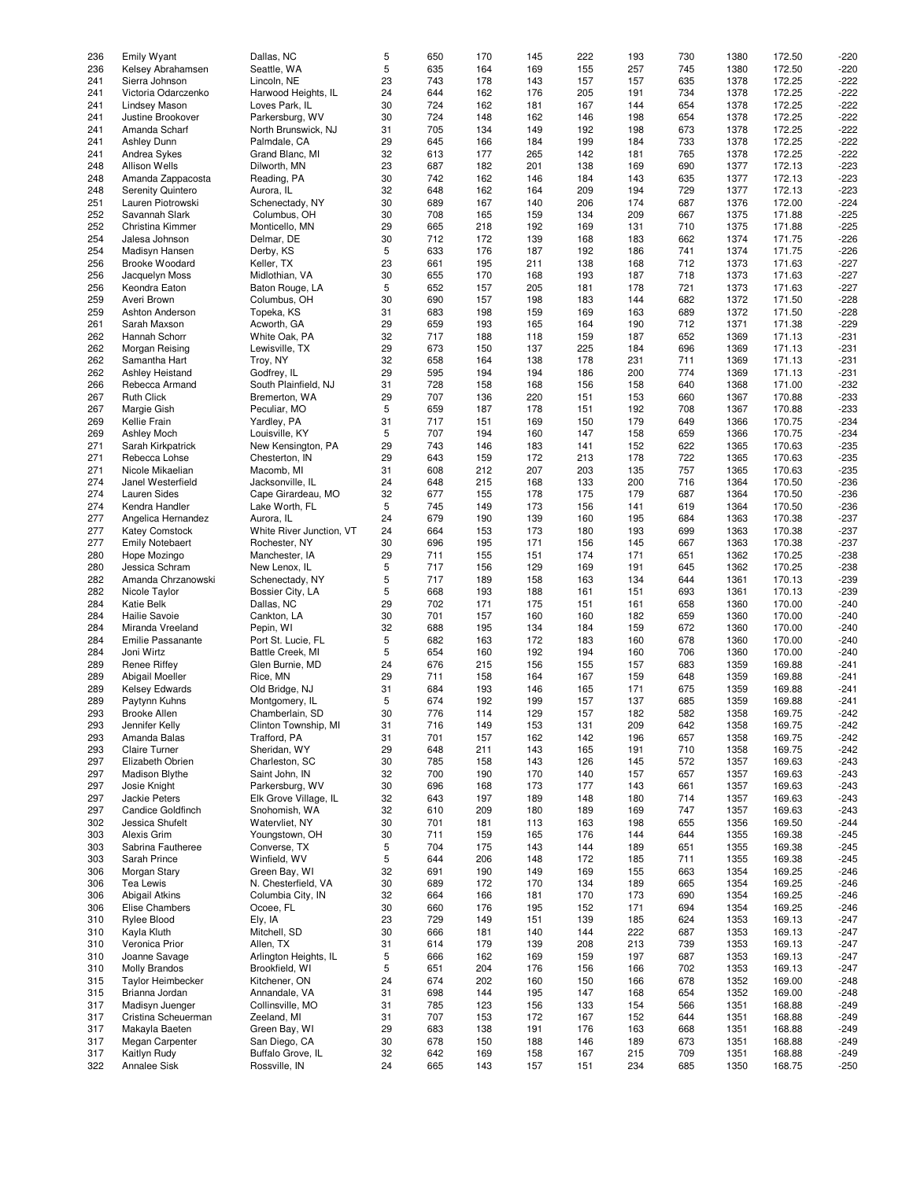| | | | | | | | | | | | | |
|---|---|---|---|---|---|---|---|---|---|---|---|---|
| 236 | Emily Wyant | Dallas, NC | 5 | 650 | 170 | 145 | 222 | 193 | 730 | 1380 | 172.50 | -220 |
| 236 | Kelsey Abrahamsen | Seattle, WA | 5 | 635 | 164 | 169 | 155 | 257 | 745 | 1380 | 172.50 | -220 |
| 241 | Sierra Johnson | Lincoln, NE | 23 | 743 | 178 | 143 | 157 | 157 | 635 | 1378 | 172.25 | -222 |
| 241 | Victoria Odarczenko | Harwood Heights, IL | 24 | 644 | 162 | 176 | 205 | 191 | 734 | 1378 | 172.25 | -222 |
| 241 | Lindsey Mason | Loves Park, IL | 30 | 724 | 162 | 181 | 167 | 144 | 654 | 1378 | 172.25 | -222 |
| 241 | Justine Brookover | Parkersburg, WV | 30 | 724 | 148 | 162 | 146 | 198 | 654 | 1378 | 172.25 | -222 |
| 241 | Amanda Scharf | North Brunswick, NJ | 31 | 705 | 134 | 149 | 192 | 198 | 673 | 1378 | 172.25 | -222 |
| 241 | Ashley Dunn | Palmdale, CA | 29 | 645 | 166 | 184 | 199 | 184 | 733 | 1378 | 172.25 | -222 |
| 241 | Andrea Sykes | Grand Blanc, MI | 32 | 613 | 177 | 265 | 142 | 181 | 765 | 1378 | 172.25 | -222 |
| 248 | Allison Wells | Dilworth, MN | 23 | 687 | 182 | 201 | 138 | 169 | 690 | 1377 | 172.13 | -223 |
| 248 | Amanda Zappacosta | Reading, PA | 30 | 742 | 162 | 146 | 184 | 143 | 635 | 1377 | 172.13 | -223 |
| 248 | Serenity Quintero | Aurora, IL | 32 | 648 | 162 | 164 | 209 | 194 | 729 | 1377 | 172.13 | -223 |
| 251 | Lauren Piotrowski | Schenectady, NY | 30 | 689 | 167 | 140 | 206 | 174 | 687 | 1376 | 172.00 | -224 |
| 252 | Savannah Slark | Columbus, OH | 30 | 708 | 165 | 159 | 134 | 209 | 667 | 1375 | 171.88 | -225 |
| 252 | Christina Kimmer | Monticello, MN | 29 | 665 | 218 | 192 | 169 | 131 | 710 | 1375 | 171.88 | -225 |
| 254 | Jalesa Johnson | Delmar, DE | 30 | 712 | 172 | 139 | 168 | 183 | 662 | 1374 | 171.75 | -226 |
| 254 | Madisyn Hansen | Derby, KS | 5 | 633 | 176 | 187 | 192 | 186 | 741 | 1374 | 171.75 | -226 |
| 256 | Brooke Woodard | Keller, TX | 23 | 661 | 195 | 211 | 138 | 168 | 712 | 1373 | 171.63 | -227 |
| 256 | Jacquelyn Moss | Midlothian, VA | 30 | 655 | 170 | 168 | 193 | 187 | 718 | 1373 | 171.63 | -227 |
| 256 | Keondra Eaton | Baton Rouge, LA | 5 | 652 | 157 | 205 | 181 | 178 | 721 | 1373 | 171.63 | -227 |
| 259 | Averi Brown | Columbus, OH | 30 | 690 | 157 | 198 | 183 | 144 | 682 | 1372 | 171.50 | -228 |
| 259 | Ashton Anderson | Topeka, KS | 31 | 683 | 198 | 159 | 169 | 163 | 689 | 1372 | 171.50 | -228 |
| 261 | Sarah Maxson | Acworth, GA | 29 | 659 | 193 | 165 | 164 | 190 | 712 | 1371 | 171.38 | -229 |
| 262 | Hannah Schorr | White Oak, PA | 32 | 717 | 188 | 118 | 159 | 187 | 652 | 1369 | 171.13 | -231 |
| 262 | Morgan Reising | Lewisville, TX | 29 | 673 | 150 | 137 | 225 | 184 | 696 | 1369 | 171.13 | -231 |
| 262 | Samantha Hart | Troy, NY | 32 | 658 | 164 | 138 | 178 | 231 | 711 | 1369 | 171.13 | -231 |
| 262 | Ashley Heistand | Godfrey, IL | 29 | 595 | 194 | 194 | 186 | 200 | 774 | 1369 | 171.13 | -231 |
| 266 | Rebecca Armand | South Plainfield, NJ | 31 | 728 | 158 | 168 | 156 | 158 | 640 | 1368 | 171.00 | -232 |
| 267 | Ruth Click | Bremerton, WA | 29 | 707 | 136 | 220 | 151 | 153 | 660 | 1367 | 170.88 | -233 |
| 267 | Margie Gish | Peculiar, MO | 5 | 659 | 187 | 178 | 151 | 192 | 708 | 1367 | 170.88 | -233 |
| 269 | Kellie Frain | Yardley, PA | 31 | 717 | 151 | 169 | 150 | 179 | 649 | 1366 | 170.75 | -234 |
| 269 | Ashley Moch | Louisville, KY | 5 | 707 | 194 | 160 | 147 | 158 | 659 | 1366 | 170.75 | -234 |
| 271 | Sarah Kirkpatrick | New Kensington, PA | 29 | 743 | 146 | 183 | 141 | 152 | 622 | 1365 | 170.63 | -235 |
| 271 | Rebecca Lohse | Chesterton, IN | 29 | 643 | 159 | 172 | 213 | 178 | 722 | 1365 | 170.63 | -235 |
| 271 | Nicole Mikaelian | Macomb, MI | 31 | 608 | 212 | 207 | 203 | 135 | 757 | 1365 | 170.63 | -235 |
| 274 | Janel Westerfield | Jacksonville, IL | 24 | 648 | 215 | 168 | 133 | 200 | 716 | 1364 | 170.50 | -236 |
| 274 | Lauren Sides | Cape Girardeau, MO | 32 | 677 | 155 | 178 | 175 | 179 | 687 | 1364 | 170.50 | -236 |
| 274 | Kendra Handler | Lake Worth, FL | 5 | 745 | 149 | 173 | 156 | 141 | 619 | 1364 | 170.50 | -236 |
| 277 | Angelica Hernandez | Aurora, IL | 24 | 679 | 190 | 139 | 160 | 195 | 684 | 1363 | 170.38 | -237 |
| 277 | Katey Comstock | White River Junction, VT | 24 | 664 | 153 | 173 | 180 | 193 | 699 | 1363 | 170.38 | -237 |
| 277 | Emily Notebaert | Rochester, NY | 30 | 696 | 195 | 171 | 156 | 145 | 667 | 1363 | 170.38 | -237 |
| 280 | Hope Mozingo | Manchester, IA | 29 | 711 | 155 | 151 | 174 | 171 | 651 | 1362 | 170.25 | -238 |
| 280 | Jessica Schram | New Lenox, IL | 5 | 717 | 156 | 129 | 169 | 191 | 645 | 1362 | 170.25 | -238 |
| 282 | Amanda Chrzanowski | Schenectady, NY | 5 | 717 | 189 | 158 | 163 | 134 | 644 | 1361 | 170.13 | -239 |
| 282 | Nicole Taylor | Bossier City, LA | 5 | 668 | 193 | 188 | 161 | 151 | 693 | 1361 | 170.13 | -239 |
| 284 | Katie Belk | Dallas, NC | 29 | 702 | 171 | 175 | 151 | 161 | 658 | 1360 | 170.00 | -240 |
| 284 | Hailie Savoie | Cankton, LA | 30 | 701 | 157 | 160 | 160 | 182 | 659 | 1360 | 170.00 | -240 |
| 284 | Miranda Vreeland | Pepin, WI | 32 | 688 | 195 | 134 | 184 | 159 | 672 | 1360 | 170.00 | -240 |
| 284 | Emilie Passanante | Port St. Lucie, FL | 5 | 682 | 163 | 172 | 183 | 160 | 678 | 1360 | 170.00 | -240 |
| 284 | Joni Wirtz | Battle Creek, MI | 5 | 654 | 160 | 192 | 194 | 160 | 706 | 1360 | 170.00 | -240 |
| 289 | Renee Riffey | Glen Burnie, MD | 24 | 676 | 215 | 156 | 155 | 157 | 683 | 1359 | 169.88 | -241 |
| 289 | Abigail Moeller | Rice, MN | 29 | 711 | 158 | 164 | 167 | 159 | 648 | 1359 | 169.88 | -241 |
| 289 | Kelsey Edwards | Old Bridge, NJ | 31 | 684 | 193 | 146 | 165 | 171 | 675 | 1359 | 169.88 | -241 |
| 289 | Paytynn Kuhns | Montgomery, IL | 5 | 674 | 192 | 199 | 157 | 137 | 685 | 1359 | 169.88 | -241 |
| 293 | Brooke Allen | Chamberlain, SD | 30 | 776 | 114 | 129 | 157 | 182 | 582 | 1358 | 169.75 | -242 |
| 293 | Jennifer Kelly | Clinton Township, MI | 31 | 716 | 149 | 153 | 131 | 209 | 642 | 1358 | 169.75 | -242 |
| 293 | Amanda Balas | Trafford, PA | 31 | 701 | 157 | 162 | 142 | 196 | 657 | 1358 | 169.75 | -242 |
| 293 | Claire Turner | Sheridan, WY | 29 | 648 | 211 | 143 | 165 | 191 | 710 | 1358 | 169.75 | -242 |
| 297 | Elizabeth Obrien | Charleston, SC | 30 | 785 | 158 | 143 | 126 | 145 | 572 | 1357 | 169.63 | -243 |
| 297 | Madison Blythe | Saint John, IN | 32 | 700 | 190 | 170 | 140 | 157 | 657 | 1357 | 169.63 | -243 |
| 297 | Josie Knight | Parkersburg, WV | 30 | 696 | 168 | 173 | 177 | 143 | 661 | 1357 | 169.63 | -243 |
| 297 | Jackie Peters | Elk Grove Village, IL | 32 | 643 | 197 | 189 | 148 | 180 | 714 | 1357 | 169.63 | -243 |
| 297 | Candice Goldfinch | Snohomish, WA | 32 | 610 | 209 | 180 | 189 | 169 | 747 | 1357 | 169.63 | -243 |
| 302 | Jessica Shufelt | Watervliet, NY | 30 | 701 | 181 | 113 | 163 | 198 | 655 | 1356 | 169.50 | -244 |
| 303 | Alexis Grim | Youngstown, OH | 30 | 711 | 159 | 165 | 176 | 144 | 644 | 1355 | 169.38 | -245 |
| 303 | Sabrina Fautheree | Converse, TX | 5 | 704 | 175 | 143 | 144 | 189 | 651 | 1355 | 169.38 | -245 |
| 303 | Sarah Prince | Winfield, WV | 5 | 644 | 206 | 148 | 172 | 185 | 711 | 1355 | 169.38 | -245 |
| 306 | Morgan Stary | Green Bay, WI | 32 | 691 | 190 | 149 | 169 | 155 | 663 | 1354 | 169.25 | -246 |
| 306 | Tea Lewis | N. Chesterfield, VA | 30 | 689 | 172 | 170 | 134 | 189 | 665 | 1354 | 169.25 | -246 |
| 306 | Abigail Atkins | Columbia City, IN | 32 | 664 | 166 | 181 | 170 | 173 | 690 | 1354 | 169.25 | -246 |
| 306 | Elise Chambers | Ocoee, FL | 30 | 660 | 176 | 195 | 152 | 171 | 694 | 1354 | 169.25 | -246 |
| 310 | Rylee Blood | Ely, IA | 23 | 729 | 149 | 151 | 139 | 185 | 624 | 1353 | 169.13 | -247 |
| 310 | Kayla Kluth | Mitchell, SD | 30 | 666 | 181 | 140 | 144 | 222 | 687 | 1353 | 169.13 | -247 |
| 310 | Veronica Prior | Allen, TX | 31 | 614 | 179 | 139 | 208 | 213 | 739 | 1353 | 169.13 | -247 |
| 310 | Joanne Savage | Arlington Heights, IL | 5 | 666 | 162 | 169 | 159 | 197 | 687 | 1353 | 169.13 | -247 |
| 310 | Molly Brandos | Brookfield, WI | 5 | 651 | 204 | 176 | 156 | 166 | 702 | 1353 | 169.13 | -247 |
| 315 | Taylor Heimbecker | Kitchener, ON | 24 | 674 | 202 | 160 | 150 | 166 | 678 | 1352 | 169.00 | -248 |
| 315 | Brianna Jordan | Annandale, VA | 31 | 698 | 144 | 195 | 147 | 168 | 654 | 1352 | 169.00 | -248 |
| 317 | Madisyn Juenger | Collinsville, MO | 31 | 785 | 123 | 156 | 133 | 154 | 566 | 1351 | 168.88 | -249 |
| 317 | Cristina Scheuerman | Zeeland, MI | 31 | 707 | 153 | 172 | 167 | 152 | 644 | 1351 | 168.88 | -249 |
| 317 | Makayla Baeten | Green Bay, WI | 29 | 683 | 138 | 191 | 176 | 163 | 668 | 1351 | 168.88 | -249 |
| 317 | Megan Carpenter | San Diego, CA | 30 | 678 | 150 | 188 | 146 | 189 | 673 | 1351 | 168.88 | -249 |
| 317 | Kaitlyn Rudy | Buffalo Grove, IL | 32 | 642 | 169 | 158 | 167 | 215 | 709 | 1351 | 168.88 | -249 |
| 322 | Annalee Sisk | Rossville, IN | 24 | 665 | 143 | 157 | 151 | 234 | 685 | 1350 | 168.75 | -250 |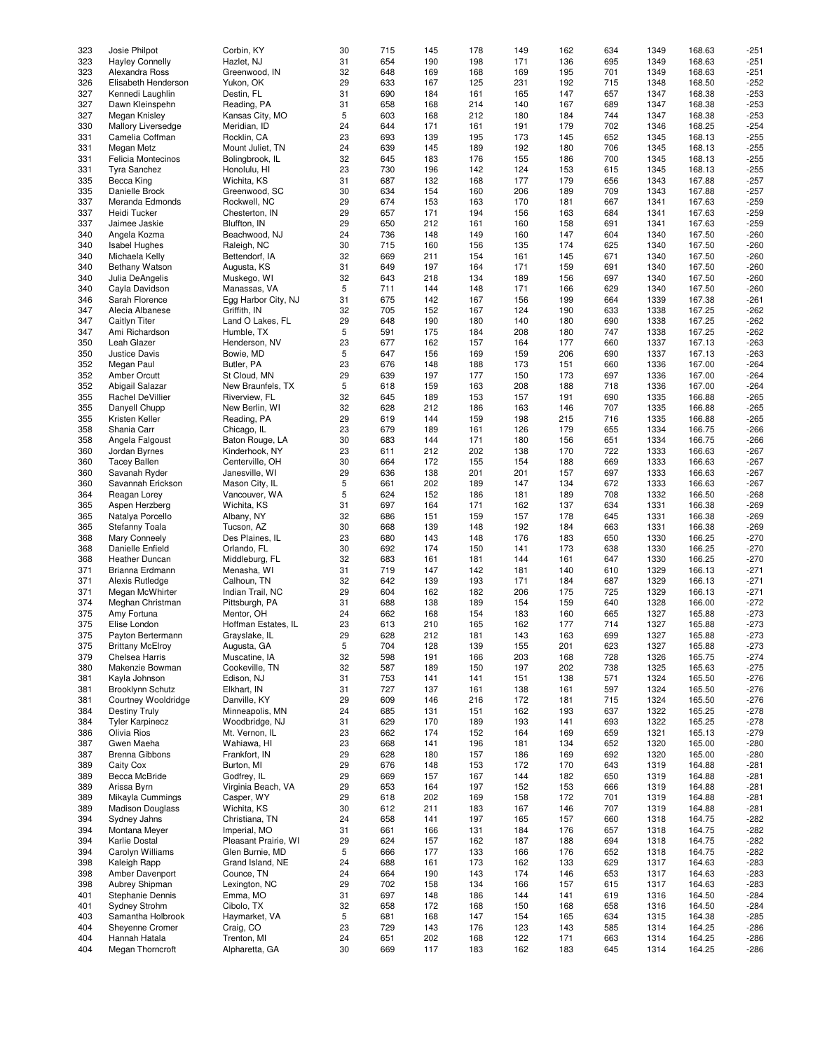| | | | | | | | | | | | | |
|---|---|---|---|---|---|---|---|---|---|---|---|---|
| 323 | Josie Philpot | Corbin, KY | 30 | 715 | 145 | 178 | 149 | 162 | 634 | 1349 | 168.63 | -251 |
| 323 | Hayley Connelly | Hazlet, NJ | 31 | 654 | 190 | 198 | 171 | 136 | 695 | 1349 | 168.63 | -251 |
| 323 | Alexandra Ross | Greenwood, IN | 32 | 648 | 169 | 168 | 169 | 195 | 701 | 1349 | 168.63 | -251 |
| 326 | Elisabeth Henderson | Yukon, OK | 29 | 633 | 167 | 125 | 231 | 192 | 715 | 1348 | 168.50 | -252 |
| 327 | Kennedi Laughlin | Destin, FL | 31 | 690 | 184 | 161 | 165 | 147 | 657 | 1347 | 168.38 | -253 |
| 327 | Dawn Kleinspehn | Reading, PA | 31 | 658 | 168 | 214 | 140 | 167 | 689 | 1347 | 168.38 | -253 |
| 327 | Megan Knisley | Kansas City, MO | 5 | 603 | 168 | 212 | 180 | 184 | 744 | 1347 | 168.38 | -253 |
| 330 | Mallory Liversedge | Meridian, ID | 24 | 644 | 171 | 161 | 191 | 179 | 702 | 1346 | 168.25 | -254 |
| 331 | Camelia Coffman | Rocklin, CA | 23 | 693 | 139 | 195 | 173 | 145 | 652 | 1345 | 168.13 | -255 |
| 331 | Megan Metz | Mount Juliet, TN | 24 | 639 | 145 | 189 | 192 | 180 | 706 | 1345 | 168.13 | -255 |
| 331 | Felicia Montecinos | Bolingbrook, IL | 32 | 645 | 183 | 176 | 155 | 186 | 700 | 1345 | 168.13 | -255 |
| 331 | Tyra Sanchez | Honolulu, HI | 23 | 730 | 196 | 142 | 124 | 153 | 615 | 1345 | 168.13 | -255 |
| 335 | Becca King | Wichita, KS | 31 | 687 | 132 | 168 | 177 | 179 | 656 | 1343 | 167.88 | -257 |
| 335 | Danielle Brock | Greenwood, SC | 30 | 634 | 154 | 160 | 206 | 189 | 709 | 1343 | 167.88 | -257 |
| 337 | Meranda Edmonds | Rockwell, NC | 29 | 674 | 153 | 163 | 170 | 181 | 667 | 1341 | 167.63 | -259 |
| 337 | Heidi Tucker | Chesterton, IN | 29 | 657 | 171 | 194 | 156 | 163 | 684 | 1341 | 167.63 | -259 |
| 337 | Jaimee Jaskie | Bluffton, IN | 29 | 650 | 212 | 161 | 160 | 158 | 691 | 1341 | 167.63 | -259 |
| 340 | Angela Kozma | Beachwood, NJ | 24 | 736 | 148 | 149 | 160 | 147 | 604 | 1340 | 167.50 | -260 |
| 340 | Isabel Hughes | Raleigh, NC | 30 | 715 | 160 | 156 | 135 | 174 | 625 | 1340 | 167.50 | -260 |
| 340 | Michaela Kelly | Bettendorf, IA | 32 | 669 | 211 | 154 | 161 | 145 | 671 | 1340 | 167.50 | -260 |
| 340 | Bethany Watson | Augusta, KS | 31 | 649 | 197 | 164 | 171 | 159 | 691 | 1340 | 167.50 | -260 |
| 340 | Julia DeAngelis | Muskego, WI | 32 | 643 | 218 | 134 | 189 | 156 | 697 | 1340 | 167.50 | -260 |
| 340 | Cayla Davidson | Manassas, VA | 5 | 711 | 144 | 148 | 171 | 166 | 629 | 1340 | 167.50 | -260 |
| 346 | Sarah Florence | Egg Harbor City, NJ | 31 | 675 | 142 | 167 | 156 | 199 | 664 | 1339 | 167.38 | -261 |
| 347 | Alecia Albanese | Griffith, IN | 32 | 705 | 152 | 167 | 124 | 190 | 633 | 1338 | 167.25 | -262 |
| 347 | Caitlyn Titer | Land O Lakes, FL | 29 | 648 | 190 | 180 | 140 | 180 | 690 | 1338 | 167.25 | -262 |
| 347 | Ami Richardson | Humble, TX | 5 | 591 | 175 | 184 | 208 | 180 | 747 | 1338 | 167.25 | -262 |
| 350 | Leah Glazer | Henderson, NV | 23 | 677 | 162 | 157 | 164 | 177 | 660 | 1337 | 167.13 | -263 |
| 350 | Justice Davis | Bowie, MD | 5 | 647 | 156 | 169 | 159 | 206 | 690 | 1337 | 167.13 | -263 |
| 352 | Megan Paul | Butler, PA | 23 | 676 | 148 | 188 | 173 | 151 | 660 | 1336 | 167.00 | -264 |
| 352 | Amber Orcutt | St Cloud, MN | 29 | 639 | 197 | 177 | 150 | 173 | 697 | 1336 | 167.00 | -264 |
| 352 | Abigail Salazar | New Braunfels, TX | 5 | 618 | 159 | 163 | 208 | 188 | 718 | 1336 | 167.00 | -264 |
| 355 | Rachel DeVillier | Riverview, FL | 32 | 645 | 189 | 153 | 157 | 191 | 690 | 1335 | 166.88 | -265 |
| 355 | Danyell Chupp | New Berlin, WI | 32 | 628 | 212 | 186 | 163 | 146 | 707 | 1335 | 166.88 | -265 |
| 355 | Kristen Keller | Reading, PA | 29 | 619 | 144 | 159 | 198 | 215 | 716 | 1335 | 166.88 | -265 |
| 358 | Shania Carr | Chicago, IL | 23 | 679 | 189 | 161 | 126 | 179 | 655 | 1334 | 166.75 | -266 |
| 358 | Angela Falgoust | Baton Rouge, LA | 30 | 683 | 144 | 171 | 180 | 156 | 651 | 1334 | 166.75 | -266 |
| 360 | Jordan Byrnes | Kinderhook, NY | 23 | 611 | 212 | 202 | 138 | 170 | 722 | 1333 | 166.63 | -267 |
| 360 | Tacey Ballen | Centerville, OH | 30 | 664 | 172 | 155 | 154 | 188 | 669 | 1333 | 166.63 | -267 |
| 360 | Savanah Ryder | Janesville, WI | 29 | 636 | 138 | 201 | 201 | 157 | 697 | 1333 | 166.63 | -267 |
| 360 | Savannah Erickson | Mason City, IL | 5 | 661 | 202 | 189 | 147 | 134 | 672 | 1333 | 166.63 | -267 |
| 364 | Reagan Lorey | Vancouver, WA | 5 | 624 | 152 | 186 | 181 | 189 | 708 | 1332 | 166.50 | -268 |
| 365 | Aspen Herzberg | Wichita, KS | 31 | 697 | 164 | 171 | 162 | 137 | 634 | 1331 | 166.38 | -269 |
| 365 | Natalya Porcello | Albany, NY | 32 | 686 | 151 | 159 | 157 | 178 | 645 | 1331 | 166.38 | -269 |
| 365 | Stefanny Toala | Tucson, AZ | 30 | 668 | 139 | 148 | 192 | 184 | 663 | 1331 | 166.38 | -269 |
| 368 | Mary Conneely | Des Plaines, IL | 23 | 680 | 143 | 148 | 176 | 183 | 650 | 1330 | 166.25 | -270 |
| 368 | Danielle Enfield | Orlando, FL | 30 | 692 | 174 | 150 | 141 | 173 | 638 | 1330 | 166.25 | -270 |
| 368 | Heather Duncan | Middleburg, FL | 32 | 683 | 161 | 181 | 144 | 161 | 647 | 1330 | 166.25 | -270 |
| 371 | Brianna Erdmann | Menasha, WI | 31 | 719 | 147 | 142 | 181 | 140 | 610 | 1329 | 166.13 | -271 |
| 371 | Alexis Rutledge | Calhoun, TN | 32 | 642 | 139 | 193 | 171 | 184 | 687 | 1329 | 166.13 | -271 |
| 371 | Megan McWhirter | Indian Trail, NC | 29 | 604 | 162 | 182 | 206 | 175 | 725 | 1329 | 166.13 | -271 |
| 374 | Meghan Christman | Pittsburgh, PA | 31 | 688 | 138 | 189 | 154 | 159 | 640 | 1328 | 166.00 | -272 |
| 375 | Amy Fortuna | Mentor, OH | 24 | 662 | 168 | 154 | 183 | 160 | 665 | 1327 | 165.88 | -273 |
| 375 | Elise London | Hoffman Estates, IL | 23 | 613 | 210 | 165 | 162 | 177 | 714 | 1327 | 165.88 | -273 |
| 375 | Payton Bertermann | Grayslake, IL | 29 | 628 | 212 | 181 | 143 | 163 | 699 | 1327 | 165.88 | -273 |
| 375 | Brittany McElroy | Augusta, GA | 5 | 704 | 128 | 139 | 155 | 201 | 623 | 1327 | 165.88 | -273 |
| 379 | Chelsea Harris | Muscatine, IA | 32 | 598 | 191 | 166 | 203 | 168 | 728 | 1326 | 165.75 | -274 |
| 380 | Makenzie Bowman | Cookeville, TN | 32 | 587 | 189 | 150 | 197 | 202 | 738 | 1325 | 165.63 | -275 |
| 381 | Kayla Johnson | Edison, NJ | 31 | 753 | 141 | 141 | 151 | 138 | 571 | 1324 | 165.50 | -276 |
| 381 | Brooklynn Schutz | Elkhart, IN | 31 | 727 | 137 | 161 | 138 | 161 | 597 | 1324 | 165.50 | -276 |
| 381 | Courtney Wooldridge | Danville, KY | 29 | 609 | 146 | 216 | 172 | 181 | 715 | 1324 | 165.50 | -276 |
| 384 | Destiny Truly | Minneapolis, MN | 24 | 685 | 131 | 151 | 162 | 193 | 637 | 1322 | 165.25 | -278 |
| 384 | Tyler Karpinecz | Woodbridge, NJ | 31 | 629 | 170 | 189 | 193 | 141 | 693 | 1322 | 165.25 | -278 |
| 386 | Olivia Rios | Mt. Vernon, IL | 23 | 662 | 174 | 152 | 164 | 169 | 659 | 1321 | 165.13 | -279 |
| 387 | Gwen Maeha | Wahiawa, HI | 23 | 668 | 141 | 196 | 181 | 134 | 652 | 1320 | 165.00 | -280 |
| 387 | Brenna Gibbons | Frankfort, IN | 29 | 628 | 180 | 157 | 186 | 169 | 692 | 1320 | 165.00 | -280 |
| 389 | Caity Cox | Burton, MI | 29 | 676 | 148 | 153 | 172 | 170 | 643 | 1319 | 164.88 | -281 |
| 389 | Becca McBride | Godfrey, IL | 29 | 669 | 157 | 167 | 144 | 182 | 650 | 1319 | 164.88 | -281 |
| 389 | Arissa Byrn | Virginia Beach, VA | 29 | 653 | 164 | 197 | 152 | 153 | 666 | 1319 | 164.88 | -281 |
| 389 | Mikayla Cummings | Casper, WY | 29 | 618 | 202 | 169 | 158 | 172 | 701 | 1319 | 164.88 | -281 |
| 389 | Madison Douglass | Wichita, KS | 30 | 612 | 211 | 183 | 167 | 146 | 707 | 1319 | 164.88 | -281 |
| 394 | Sydney Jahns | Christiana, TN | 24 | 658 | 141 | 197 | 165 | 157 | 660 | 1318 | 164.75 | -282 |
| 394 | Montana Meyer | Imperial, MO | 31 | 661 | 166 | 131 | 184 | 176 | 657 | 1318 | 164.75 | -282 |
| 394 | Karlie Dostal | Pleasant Prairie, WI | 29 | 624 | 157 | 162 | 187 | 188 | 694 | 1318 | 164.75 | -282 |
| 394 | Carolyn Williams | Glen Burnie, MD | 5 | 666 | 177 | 133 | 166 | 176 | 652 | 1318 | 164.75 | -282 |
| 398 | Kaleigh Rapp | Grand Island, NE | 24 | 688 | 161 | 173 | 162 | 133 | 629 | 1317 | 164.63 | -283 |
| 398 | Amber Davenport | Counce, TN | 24 | 664 | 190 | 143 | 174 | 146 | 653 | 1317 | 164.63 | -283 |
| 398 | Aubrey Shipman | Lexington, NC | 29 | 702 | 158 | 134 | 166 | 157 | 615 | 1317 | 164.63 | -283 |
| 401 | Stephanie Dennis | Emma, MO | 31 | 697 | 148 | 186 | 144 | 141 | 619 | 1316 | 164.50 | -284 |
| 401 | Sydney Strohm | Cibolo, TX | 32 | 658 | 172 | 168 | 150 | 168 | 658 | 1316 | 164.50 | -284 |
| 403 | Samantha Holbrook | Haymarket, VA | 5 | 681 | 168 | 147 | 154 | 165 | 634 | 1315 | 164.38 | -285 |
| 404 | Sheyenne Cromer | Craig, CO | 23 | 729 | 143 | 176 | 123 | 143 | 585 | 1314 | 164.25 | -286 |
| 404 | Hannah Hatala | Trenton, MI | 24 | 651 | 202 | 168 | 122 | 171 | 663 | 1314 | 164.25 | -286 |
| 404 | Megan Thorncroft | Alpharetta, GA | 30 | 669 | 117 | 183 | 162 | 183 | 645 | 1314 | 164.25 | -286 |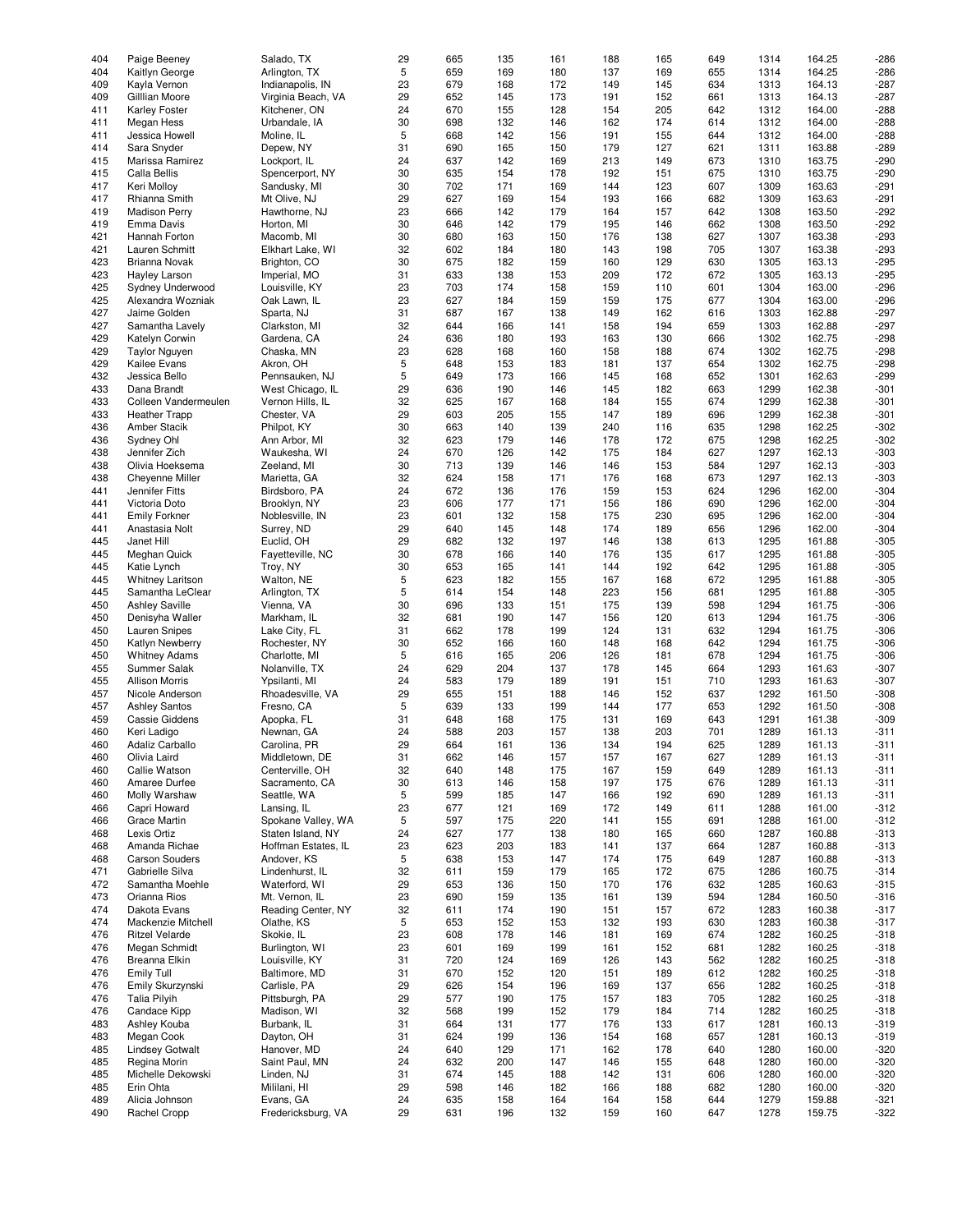| | | | | | | | | | | | | |
|---|---|---|---|---|---|---|---|---|---|---|---|---|
| 404 | Paige Beeney | Salado, TX | 29 | 665 | 135 | 161 | 188 | 165 | 649 | 1314 | 164.25 | -286 |
| 404 | Kaitlyn George | Arlington, TX | 5 | 659 | 169 | 180 | 137 | 169 | 655 | 1314 | 164.25 | -286 |
| 409 | Kayla Vernon | Indianapolis, IN | 23 | 679 | 168 | 172 | 149 | 145 | 634 | 1313 | 164.13 | -287 |
| 409 | Gilllian Moore | Virginia Beach, VA | 29 | 652 | 145 | 173 | 191 | 152 | 661 | 1313 | 164.13 | -287 |
| 411 | Karley Foster | Kitchener, ON | 24 | 670 | 155 | 128 | 154 | 205 | 642 | 1312 | 164.00 | -288 |
| 411 | Megan Hess | Urbandale, IA | 30 | 698 | 132 | 146 | 162 | 174 | 614 | 1312 | 164.00 | -288 |
| 411 | Jessica Howell | Moline, IL | 5 | 668 | 142 | 156 | 191 | 155 | 644 | 1312 | 164.00 | -288 |
| 414 | Sara Snyder | Depew, NY | 31 | 690 | 165 | 150 | 179 | 127 | 621 | 1311 | 163.88 | -289 |
| 415 | Marissa Ramirez | Lockport, IL | 24 | 637 | 142 | 169 | 213 | 149 | 673 | 1310 | 163.75 | -290 |
| 415 | Calla Bellis | Spencerport, NY | 30 | 635 | 154 | 178 | 192 | 151 | 675 | 1310 | 163.75 | -290 |
| 417 | Keri Molloy | Sandusky, MI | 30 | 702 | 171 | 169 | 144 | 123 | 607 | 1309 | 163.63 | -291 |
| 417 | Rhianna Smith | Mt Olive, NJ | 29 | 627 | 169 | 154 | 193 | 166 | 682 | 1309 | 163.63 | -291 |
| 419 | Madison Perry | Hawthorne, NJ | 23 | 666 | 142 | 179 | 164 | 157 | 642 | 1308 | 163.50 | -292 |
| 419 | Emma Davis | Horton, MI | 30 | 646 | 142 | 179 | 195 | 146 | 662 | 1308 | 163.50 | -292 |
| 421 | Hannah Forton | Macomb, MI | 30 | 680 | 163 | 150 | 176 | 138 | 627 | 1307 | 163.38 | -293 |
| 421 | Lauren Schmitt | Elkhart Lake, WI | 32 | 602 | 184 | 180 | 143 | 198 | 705 | 1307 | 163.38 | -293 |
| 423 | Brianna Novak | Brighton, CO | 30 | 675 | 182 | 159 | 160 | 129 | 630 | 1305 | 163.13 | -295 |
| 423 | Hayley Larson | Imperial, MO | 31 | 633 | 138 | 153 | 209 | 172 | 672 | 1305 | 163.13 | -295 |
| 425 | Sydney Underwood | Louisville, KY | 23 | 703 | 174 | 158 | 159 | 110 | 601 | 1304 | 163.00 | -296 |
| 425 | Alexandra Wozniak | Oak Lawn, IL | 23 | 627 | 184 | 159 | 159 | 175 | 677 | 1304 | 163.00 | -296 |
| 427 | Jaime Golden | Sparta, NJ | 31 | 687 | 167 | 138 | 149 | 162 | 616 | 1303 | 162.88 | -297 |
| 427 | Samantha Lavely | Clarkston, MI | 32 | 644 | 166 | 141 | 158 | 194 | 659 | 1303 | 162.88 | -297 |
| 429 | Katelyn Corwin | Gardena, CA | 24 | 636 | 180 | 193 | 163 | 130 | 666 | 1302 | 162.75 | -298 |
| 429 | Taylor Nguyen | Chaska, MN | 23 | 628 | 168 | 160 | 158 | 188 | 674 | 1302 | 162.75 | -298 |
| 429 | Kailee Evans | Akron, OH | 5 | 648 | 153 | 183 | 181 | 137 | 654 | 1302 | 162.75 | -298 |
| 432 | Jessica Bello | Pennsauken, NJ | 5 | 649 | 173 | 166 | 145 | 168 | 652 | 1301 | 162.63 | -299 |
| 433 | Dana Brandt | West Chicago, IL | 29 | 636 | 190 | 146 | 145 | 182 | 663 | 1299 | 162.38 | -301 |
| 433 | Colleen Vandermeulen | Vernon Hills, IL | 32 | 625 | 167 | 168 | 184 | 155 | 674 | 1299 | 162.38 | -301 |
| 433 | Heather Trapp | Chester, VA | 29 | 603 | 205 | 155 | 147 | 189 | 696 | 1299 | 162.38 | -301 |
| 436 | Amber Stacik | Philpot, KY | 30 | 663 | 140 | 139 | 240 | 116 | 635 | 1298 | 162.25 | -302 |
| 436 | Sydney Ohl | Ann Arbor, MI | 32 | 623 | 179 | 146 | 178 | 172 | 675 | 1298 | 162.25 | -302 |
| 438 | Jennifer Zich | Waukesha, WI | 24 | 670 | 126 | 142 | 175 | 184 | 627 | 1297 | 162.13 | -303 |
| 438 | Olivia Hoeksema | Zeeland, MI | 30 | 713 | 139 | 146 | 146 | 153 | 584 | 1297 | 162.13 | -303 |
| 438 | Cheyenne Miller | Marietta, GA | 32 | 624 | 158 | 171 | 176 | 168 | 673 | 1297 | 162.13 | -303 |
| 441 | Jennifer Fitts | Birdsboro, PA | 24 | 672 | 136 | 176 | 159 | 153 | 624 | 1296 | 162.00 | -304 |
| 441 | Victoria Doto | Brooklyn, NY | 23 | 606 | 177 | 171 | 156 | 186 | 690 | 1296 | 162.00 | -304 |
| 441 | Emily Forkner | Noblesville, IN | 23 | 601 | 132 | 158 | 175 | 230 | 695 | 1296 | 162.00 | -304 |
| 441 | Anastasia Nolt | Surrey, ND | 29 | 640 | 145 | 148 | 174 | 189 | 656 | 1296 | 162.00 | -304 |
| 445 | Janet Hill | Euclid, OH | 29 | 682 | 132 | 197 | 146 | 138 | 613 | 1295 | 161.88 | -305 |
| 445 | Meghan Quick | Fayetteville, NC | 30 | 678 | 166 | 140 | 176 | 135 | 617 | 1295 | 161.88 | -305 |
| 445 | Katie Lynch | Troy, NY | 30 | 653 | 165 | 141 | 144 | 192 | 642 | 1295 | 161.88 | -305 |
| 445 | Whitney Laritson | Walton, NE | 5 | 623 | 182 | 155 | 167 | 168 | 672 | 1295 | 161.88 | -305 |
| 445 | Samantha LeClear | Arlington, TX | 5 | 614 | 154 | 148 | 223 | 156 | 681 | 1295 | 161.88 | -305 |
| 450 | Ashley Saville | Vienna, VA | 30 | 696 | 133 | 151 | 175 | 139 | 598 | 1294 | 161.75 | -306 |
| 450 | Denisyha Waller | Markham, IL | 32 | 681 | 190 | 147 | 156 | 120 | 613 | 1294 | 161.75 | -306 |
| 450 | Lauren Snipes | Lake City, FL | 31 | 662 | 178 | 199 | 124 | 131 | 632 | 1294 | 161.75 | -306 |
| 450 | Katlyn Newberry | Rochester, NY | 30 | 652 | 166 | 160 | 148 | 168 | 642 | 1294 | 161.75 | -306 |
| 450 | Whitney Adams | Charlotte, MI | 5 | 616 | 165 | 206 | 126 | 181 | 678 | 1294 | 161.75 | -306 |
| 455 | Summer Salak | Nolanville, TX | 24 | 629 | 204 | 137 | 178 | 145 | 664 | 1293 | 161.63 | -307 |
| 455 | Allison Morris | Ypsilanti, MI | 24 | 583 | 179 | 189 | 191 | 151 | 710 | 1293 | 161.63 | -307 |
| 457 | Nicole Anderson | Rhoadesville, VA | 29 | 655 | 151 | 188 | 146 | 152 | 637 | 1292 | 161.50 | -308 |
| 457 | Ashley Santos | Fresno, CA | 5 | 639 | 133 | 199 | 144 | 177 | 653 | 1292 | 161.50 | -308 |
| 459 | Cassie Giddens | Apopka, FL | 31 | 648 | 168 | 175 | 131 | 169 | 643 | 1291 | 161.38 | -309 |
| 460 | Keri Ladigo | Newnan, GA | 24 | 588 | 203 | 157 | 138 | 203 | 701 | 1289 | 161.13 | -311 |
| 460 | Adaliz Carballo | Carolina, PR | 29 | 664 | 161 | 136 | 134 | 194 | 625 | 1289 | 161.13 | -311 |
| 460 | Olivia Laird | Middletown, DE | 31 | 662 | 146 | 157 | 157 | 167 | 627 | 1289 | 161.13 | -311 |
| 460 | Callie Watson | Centerville, OH | 32 | 640 | 148 | 175 | 167 | 159 | 649 | 1289 | 161.13 | -311 |
| 460 | Amaree Durfee | Sacramento, CA | 30 | 613 | 146 | 158 | 197 | 175 | 676 | 1289 | 161.13 | -311 |
| 460 | Molly Warshaw | Seattle, WA | 5 | 599 | 185 | 147 | 166 | 192 | 690 | 1289 | 161.13 | -311 |
| 466 | Capri Howard | Lansing, IL | 23 | 677 | 121 | 169 | 172 | 149 | 611 | 1288 | 161.00 | -312 |
| 466 | Grace Martin | Spokane Valley, WA | 5 | 597 | 175 | 220 | 141 | 155 | 691 | 1288 | 161.00 | -312 |
| 468 | Lexis Ortiz | Staten Island, NY | 24 | 627 | 177 | 138 | 180 | 165 | 660 | 1287 | 160.88 | -313 |
| 468 | Amanda Richae | Hoffman Estates, IL | 23 | 623 | 203 | 183 | 141 | 137 | 664 | 1287 | 160.88 | -313 |
| 468 | Carson Souders | Andover, KS | 5 | 638 | 153 | 147 | 174 | 175 | 649 | 1287 | 160.88 | -313 |
| 471 | Gabrielle Silva | Lindenhurst, IL | 32 | 611 | 159 | 179 | 165 | 172 | 675 | 1286 | 160.75 | -314 |
| 472 | Samantha Moehle | Waterford, WI | 29 | 653 | 136 | 150 | 170 | 176 | 632 | 1285 | 160.63 | -315 |
| 473 | Orianna Rios | Mt. Vernon, IL | 23 | 690 | 159 | 135 | 161 | 139 | 594 | 1284 | 160.50 | -316 |
| 474 | Dakota Evans | Reading Center, NY | 32 | 611 | 174 | 190 | 151 | 157 | 672 | 1283 | 160.38 | -317 |
| 474 | Mackenzie Mitchell | Olathe, KS | 5 | 653 | 152 | 153 | 132 | 193 | 630 | 1283 | 160.38 | -317 |
| 476 | Ritzel Velarde | Skokie, IL | 23 | 608 | 178 | 146 | 181 | 169 | 674 | 1282 | 160.25 | -318 |
| 476 | Megan Schmidt | Burlington, WI | 23 | 601 | 169 | 199 | 161 | 152 | 681 | 1282 | 160.25 | -318 |
| 476 | Breanna Elkin | Louisville, KY | 31 | 720 | 124 | 169 | 126 | 143 | 562 | 1282 | 160.25 | -318 |
| 476 | Emily Tull | Baltimore, MD | 31 | 670 | 152 | 120 | 151 | 189 | 612 | 1282 | 160.25 | -318 |
| 476 | Emily Skurzynski | Carlisle, PA | 29 | 626 | 154 | 196 | 169 | 137 | 656 | 1282 | 160.25 | -318 |
| 476 | Talia Pilyih | Pittsburgh, PA | 29 | 577 | 190 | 175 | 157 | 183 | 705 | 1282 | 160.25 | -318 |
| 476 | Candace Kipp | Madison, WI | 32 | 568 | 199 | 152 | 179 | 184 | 714 | 1282 | 160.25 | -318 |
| 483 | Ashley Kouba | Burbank, IL | 31 | 664 | 131 | 177 | 176 | 133 | 617 | 1281 | 160.13 | -319 |
| 483 | Megan Cook | Dayton, OH | 31 | 624 | 199 | 136 | 154 | 168 | 657 | 1281 | 160.13 | -319 |
| 485 | Lindsey Gotwalt | Hanover, MD | 24 | 640 | 129 | 171 | 162 | 178 | 640 | 1280 | 160.00 | -320 |
| 485 | Regina Morin | Saint Paul, MN | 24 | 632 | 200 | 147 | 146 | 155 | 648 | 1280 | 160.00 | -320 |
| 485 | Michelle Dekowski | Linden, NJ | 31 | 674 | 145 | 188 | 142 | 131 | 606 | 1280 | 160.00 | -320 |
| 485 | Erin Ohta | Mililani, HI | 29 | 598 | 146 | 182 | 166 | 188 | 682 | 1280 | 160.00 | -320 |
| 489 | Alicia Johnson | Evans, GA | 24 | 635 | 158 | 164 | 164 | 158 | 644 | 1279 | 159.88 | -321 |
| 490 | Rachel Cropp | Fredericksburg, VA | 29 | 631 | 196 | 132 | 159 | 160 | 647 | 1278 | 159.75 | -322 |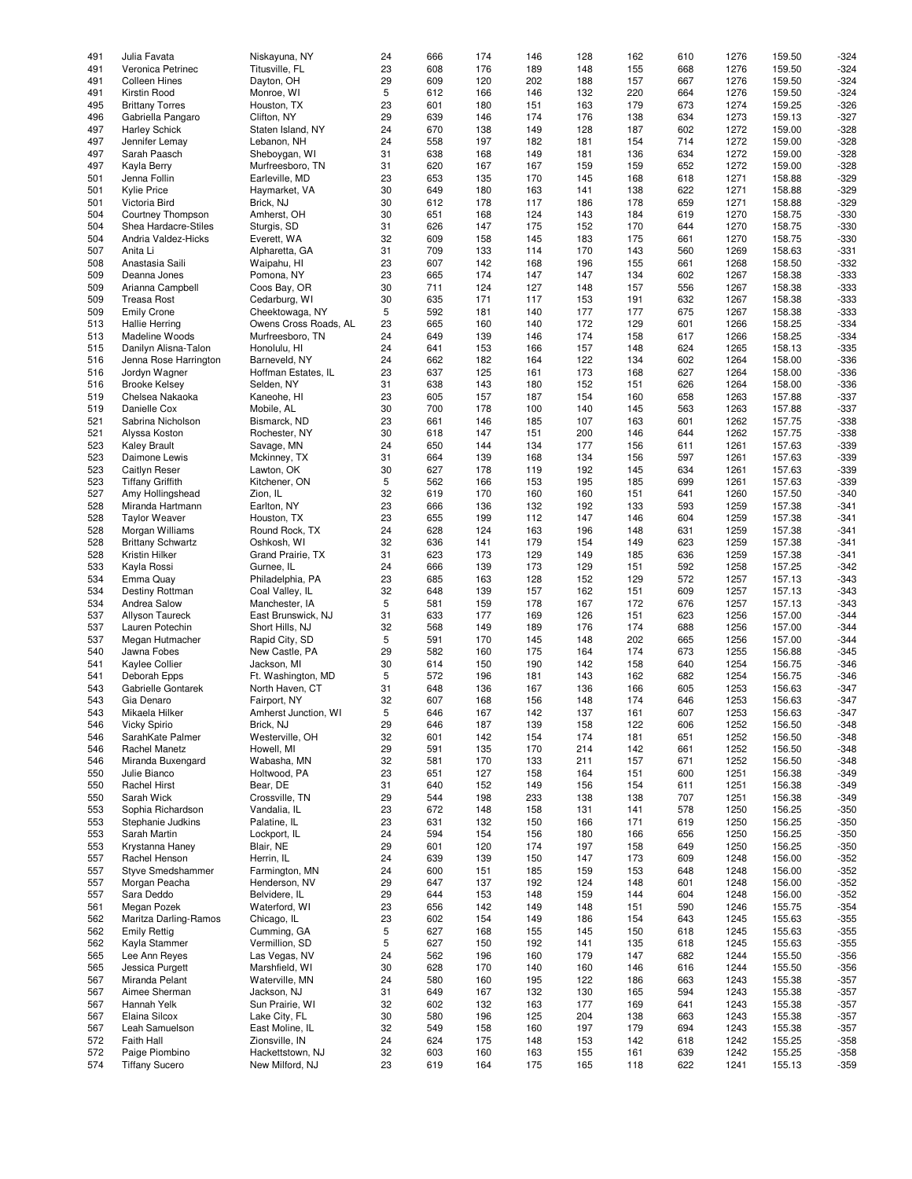| | | | | | | | | | | | | |
|---|---|---|---|---|---|---|---|---|---|---|---|---|
| 491 | Julia Favata | Niskayuna, NY | 24 | 666 | 174 | 146 | 128 | 162 | 610 | 1276 | 159.50 | -324 |
| 491 | Veronica Petrinec | Titusville, FL | 23 | 608 | 176 | 189 | 148 | 155 | 668 | 1276 | 159.50 | -324 |
| 491 | Colleen Hines | Dayton, OH | 29 | 609 | 120 | 202 | 188 | 157 | 667 | 1276 | 159.50 | -324 |
| 491 | Kirstin Rood | Monroe, WI | 5 | 612 | 166 | 146 | 132 | 220 | 664 | 1276 | 159.50 | -324 |
| 495 | Brittany Torres | Houston, TX | 23 | 601 | 180 | 151 | 163 | 179 | 673 | 1274 | 159.25 | -326 |
| 496 | Gabriella Pangaro | Clifton, NY | 29 | 639 | 146 | 174 | 176 | 138 | 634 | 1273 | 159.13 | -327 |
| 497 | Harley Schick | Staten Island, NY | 24 | 670 | 138 | 149 | 128 | 187 | 602 | 1272 | 159.00 | -328 |
| 497 | Jennifer Lemay | Lebanon, NH | 24 | 558 | 197 | 182 | 181 | 154 | 714 | 1272 | 159.00 | -328 |
| 497 | Sarah Paasch | Sheboygan, WI | 31 | 638 | 168 | 149 | 181 | 136 | 634 | 1272 | 159.00 | -328 |
| 497 | Kayla Berry | Murfreesboro, TN | 31 | 620 | 167 | 167 | 159 | 159 | 652 | 1272 | 159.00 | -328 |
| 501 | Jenna Follin | Earleville, MD | 23 | 653 | 135 | 170 | 145 | 168 | 618 | 1271 | 158.88 | -329 |
| 501 | Kylie Price | Haymarket, VA | 30 | 649 | 180 | 163 | 141 | 138 | 622 | 1271 | 158.88 | -329 |
| 501 | Victoria Bird | Brick, NJ | 30 | 612 | 178 | 117 | 186 | 178 | 659 | 1271 | 158.88 | -329 |
| 504 | Courtney Thompson | Amherst, OH | 30 | 651 | 168 | 124 | 143 | 184 | 619 | 1270 | 158.75 | -330 |
| 504 | Shea Hardacre-Stiles | Sturgis, SD | 31 | 626 | 147 | 175 | 152 | 170 | 644 | 1270 | 158.75 | -330 |
| 504 | Andria Valdez-Hicks | Everett, WA | 32 | 609 | 158 | 145 | 183 | 175 | 661 | 1270 | 158.75 | -330 |
| 507 | Anita Li | Alpharetta, GA | 31 | 709 | 133 | 114 | 170 | 143 | 560 | 1269 | 158.63 | -331 |
| 508 | Anastasia Saili | Waipahu, HI | 23 | 607 | 142 | 168 | 196 | 155 | 661 | 1268 | 158.50 | -332 |
| 509 | Deanna Jones | Pomona, NY | 23 | 665 | 174 | 147 | 147 | 134 | 602 | 1267 | 158.38 | -333 |
| 509 | Arianna Campbell | Coos Bay, OR | 30 | 711 | 124 | 127 | 148 | 157 | 556 | 1267 | 158.38 | -333 |
| 509 | Treasa Rost | Cedarburg, WI | 30 | 635 | 171 | 117 | 153 | 191 | 632 | 1267 | 158.38 | -333 |
| 509 | Emily Crone | Cheektowaga, NY | 5 | 592 | 181 | 140 | 177 | 177 | 675 | 1267 | 158.38 | -333 |
| 513 | Hallie Herring | Owens Cross Roads, AL | 23 | 665 | 160 | 140 | 172 | 129 | 601 | 1266 | 158.25 | -334 |
| 513 | Madeline Woods | Murfreesboro, TN | 24 | 649 | 139 | 146 | 174 | 158 | 617 | 1266 | 158.25 | -334 |
| 515 | Danilyn Alisna-Talon | Honolulu, HI | 24 | 641 | 153 | 166 | 157 | 148 | 624 | 1265 | 158.13 | -335 |
| 516 | Jenna Rose Harrington | Barneveld, NY | 24 | 662 | 182 | 164 | 122 | 134 | 602 | 1264 | 158.00 | -336 |
| 516 | Jordyn Wagner | Hoffman Estates, IL | 23 | 637 | 125 | 161 | 173 | 168 | 627 | 1264 | 158.00 | -336 |
| 516 | Brooke Kelsey | Selden, NY | 31 | 638 | 143 | 180 | 152 | 151 | 626 | 1264 | 158.00 | -336 |
| 519 | Chelsea Nakaoka | Kaneohe, HI | 23 | 605 | 157 | 187 | 154 | 160 | 658 | 1263 | 157.88 | -337 |
| 519 | Danielle Cox | Mobile, AL | 30 | 700 | 178 | 100 | 140 | 145 | 563 | 1263 | 157.88 | -337 |
| 521 | Sabrina Nicholson | Bismarck, ND | 23 | 661 | 146 | 185 | 107 | 163 | 601 | 1262 | 157.75 | -338 |
| 521 | Alyssa Koston | Rochester, NY | 30 | 618 | 147 | 151 | 200 | 146 | 644 | 1262 | 157.75 | -338 |
| 523 | Kaley Brault | Savage, MN | 24 | 650 | 144 | 134 | 177 | 156 | 611 | 1261 | 157.63 | -339 |
| 523 | Daimone Lewis | Mckinney, TX | 31 | 664 | 139 | 168 | 134 | 156 | 597 | 1261 | 157.63 | -339 |
| 523 | Caitlyn Reser | Lawton, OK | 30 | 627 | 178 | 119 | 192 | 145 | 634 | 1261 | 157.63 | -339 |
| 523 | Tiffany Griffith | Kitchener, ON | 5 | 562 | 166 | 153 | 195 | 185 | 699 | 1261 | 157.63 | -339 |
| 527 | Amy Hollingshead | Zion, IL | 32 | 619 | 170 | 160 | 160 | 151 | 641 | 1260 | 157.50 | -340 |
| 528 | Miranda Hartmann | Earlton, NY | 23 | 666 | 136 | 132 | 192 | 133 | 593 | 1259 | 157.38 | -341 |
| 528 | Taylor Weaver | Houston, TX | 23 | 655 | 199 | 112 | 147 | 146 | 604 | 1259 | 157.38 | -341 |
| 528 | Morgan Williams | Round Rock, TX | 24 | 628 | 124 | 163 | 196 | 148 | 631 | 1259 | 157.38 | -341 |
| 528 | Brittany Schwartz | Oshkosh, WI | 32 | 636 | 141 | 179 | 154 | 149 | 623 | 1259 | 157.38 | -341 |
| 528 | Kristin Hilker | Grand Prairie, TX | 31 | 623 | 173 | 129 | 149 | 185 | 636 | 1259 | 157.38 | -341 |
| 533 | Kayla Rossi | Gurnee, IL | 24 | 666 | 139 | 173 | 129 | 151 | 592 | 1258 | 157.25 | -342 |
| 534 | Emma Quay | Philadelphia, PA | 23 | 685 | 163 | 128 | 152 | 129 | 572 | 1257 | 157.13 | -343 |
| 534 | Destiny Rottman | Coal Valley, IL | 32 | 648 | 139 | 157 | 162 | 151 | 609 | 1257 | 157.13 | -343 |
| 534 | Andrea Salow | Manchester, IA | 5 | 581 | 159 | 178 | 167 | 172 | 676 | 1257 | 157.13 | -343 |
| 537 | Allyson Taureck | East Brunswick, NJ | 31 | 633 | 177 | 169 | 126 | 151 | 623 | 1256 | 157.00 | -344 |
| 537 | Lauren Potechin | Short Hills, NJ | 32 | 568 | 149 | 189 | 176 | 174 | 688 | 1256 | 157.00 | -344 |
| 537 | Megan Hutmacher | Rapid City, SD | 5 | 591 | 170 | 145 | 148 | 202 | 665 | 1256 | 157.00 | -344 |
| 540 | Jawna Fobes | New Castle, PA | 29 | 582 | 160 | 175 | 164 | 174 | 673 | 1255 | 156.88 | -345 |
| 541 | Kaylee Collier | Jackson, MI | 30 | 614 | 150 | 190 | 142 | 158 | 640 | 1254 | 156.75 | -346 |
| 541 | Deborah Epps | Ft. Washington, MD | 5 | 572 | 196 | 181 | 143 | 162 | 682 | 1254 | 156.75 | -346 |
| 543 | Gabrielle Gontarek | North Haven, CT | 31 | 648 | 136 | 167 | 136 | 166 | 605 | 1253 | 156.63 | -347 |
| 543 | Gia Denaro | Fairport, NY | 32 | 607 | 168 | 156 | 148 | 174 | 646 | 1253 | 156.63 | -347 |
| 543 | Mikaela Hilker | Amherst Junction, WI | 5 | 646 | 167 | 142 | 137 | 161 | 607 | 1253 | 156.63 | -347 |
| 546 | Vicky Spirio | Brick, NJ | 29 | 646 | 187 | 139 | 158 | 122 | 606 | 1252 | 156.50 | -348 |
| 546 | SarahKate Palmer | Westerville, OH | 32 | 601 | 142 | 154 | 174 | 181 | 651 | 1252 | 156.50 | -348 |
| 546 | Rachel Manetz | Howell, MI | 29 | 591 | 135 | 170 | 214 | 142 | 661 | 1252 | 156.50 | -348 |
| 546 | Miranda Buxengard | Wabasha, MN | 32 | 581 | 170 | 133 | 211 | 157 | 671 | 1252 | 156.50 | -348 |
| 550 | Julie Bianco | Holtwood, PA | 23 | 651 | 127 | 158 | 164 | 151 | 600 | 1251 | 156.38 | -349 |
| 550 | Rachel Hirst | Bear, DE | 31 | 640 | 152 | 149 | 156 | 154 | 611 | 1251 | 156.38 | -349 |
| 550 | Sarah Wick | Crossville, TN | 29 | 544 | 198 | 233 | 138 | 138 | 707 | 1251 | 156.38 | -349 |
| 553 | Sophia Richardson | Vandalia, IL | 23 | 672 | 148 | 158 | 131 | 141 | 578 | 1250 | 156.25 | -350 |
| 553 | Stephanie Judkins | Palatine, IL | 23 | 631 | 132 | 150 | 166 | 171 | 619 | 1250 | 156.25 | -350 |
| 553 | Sarah Martin | Lockport, IL | 24 | 594 | 154 | 156 | 180 | 166 | 656 | 1250 | 156.25 | -350 |
| 553 | Krystanna Haney | Blair, NE | 29 | 601 | 120 | 174 | 197 | 158 | 649 | 1250 | 156.25 | -350 |
| 557 | Rachel Henson | Herrin, IL | 24 | 639 | 139 | 150 | 147 | 173 | 609 | 1248 | 156.00 | -352 |
| 557 | Styve Smedshammer | Farmington, MN | 24 | 600 | 151 | 185 | 159 | 153 | 648 | 1248 | 156.00 | -352 |
| 557 | Morgan Peacha | Henderson, NV | 29 | 647 | 137 | 192 | 124 | 148 | 601 | 1248 | 156.00 | -352 |
| 557 | Sara Deddo | Belvidere, IL | 29 | 644 | 153 | 148 | 159 | 144 | 604 | 1248 | 156.00 | -352 |
| 561 | Megan Pozek | Waterford, WI | 23 | 656 | 142 | 149 | 148 | 151 | 590 | 1246 | 155.75 | -354 |
| 562 | Maritza Darling-Ramos | Chicago, IL | 23 | 602 | 154 | 149 | 186 | 154 | 643 | 1245 | 155.63 | -355 |
| 562 | Emily Rettig | Cumming, GA | 5 | 627 | 168 | 155 | 145 | 150 | 618 | 1245 | 155.63 | -355 |
| 562 | Kayla Stammer | Vermillion, SD | 5 | 627 | 150 | 192 | 141 | 135 | 618 | 1245 | 155.63 | -355 |
| 565 | Lee Ann Reyes | Las Vegas, NV | 24 | 562 | 196 | 160 | 179 | 147 | 682 | 1244 | 155.50 | -356 |
| 565 | Jessica Purgett | Marshfield, WI | 30 | 628 | 170 | 140 | 160 | 146 | 616 | 1244 | 155.50 | -356 |
| 567 | Miranda Pelant | Waterville, MN | 24 | 580 | 160 | 195 | 122 | 186 | 663 | 1243 | 155.38 | -357 |
| 567 | Aimee Sherman | Jackson, NJ | 31 | 649 | 167 | 132 | 130 | 165 | 594 | 1243 | 155.38 | -357 |
| 567 | Hannah Yelk | Sun Prairie, WI | 32 | 602 | 132 | 163 | 177 | 169 | 641 | 1243 | 155.38 | -357 |
| 567 | Elaina Silcox | Lake City, FL | 30 | 580 | 196 | 125 | 204 | 138 | 663 | 1243 | 155.38 | -357 |
| 567 | Leah Samuelson | East Moline, IL | 32 | 549 | 158 | 160 | 197 | 179 | 694 | 1243 | 155.38 | -357 |
| 572 | Faith Hall | Zionsville, IN | 24 | 624 | 175 | 148 | 153 | 142 | 618 | 1242 | 155.25 | -358 |
| 572 | Paige Piombino | Hackettstown, NJ | 32 | 603 | 160 | 163 | 155 | 161 | 639 | 1242 | 155.25 | -358 |
| 574 | Tiffany Sucero | New Milford, NJ | 23 | 619 | 164 | 175 | 165 | 118 | 622 | 1241 | 155.13 | -359 |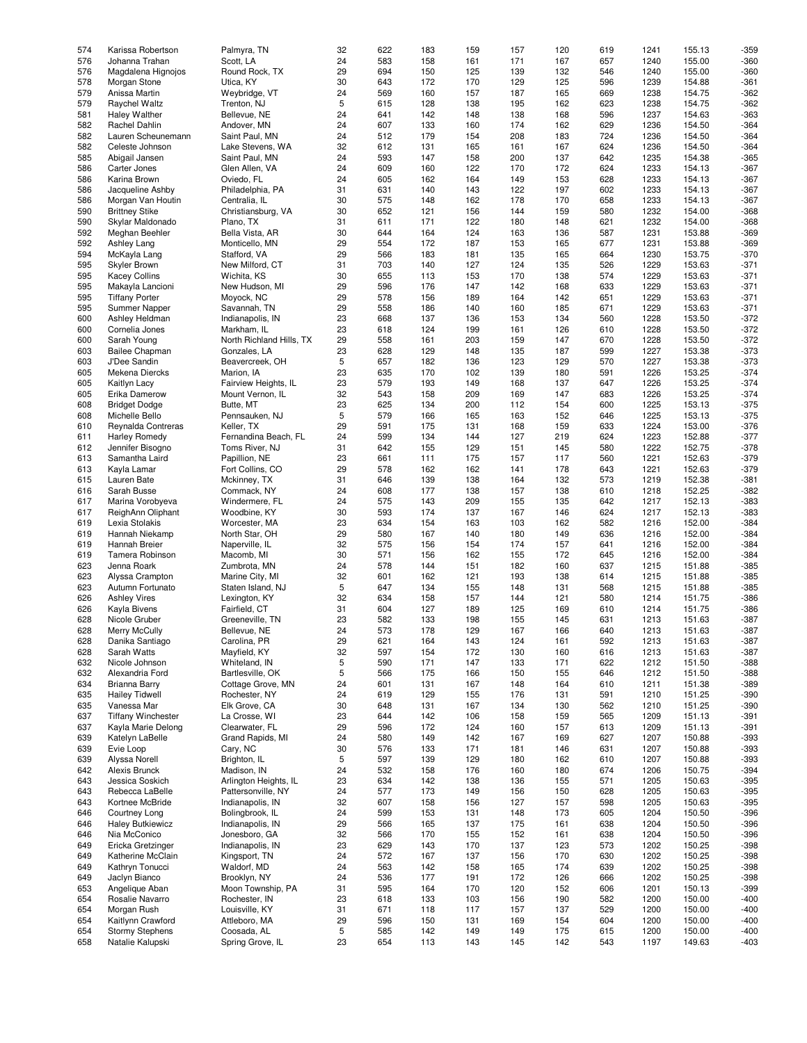| | | | | | | | | | | | | |
|---|---|---|---|---|---|---|---|---|---|---|---|---|
| 574 | Karissa Robertson | Palmyra, TN | 32 | 622 | 183 | 159 | 157 | 120 | 619 | 1241 | 155.13 | -359 |
| 576 | Johanna Trahan | Scott, LA | 24 | 583 | 158 | 161 | 171 | 167 | 657 | 1240 | 155.00 | -360 |
| 576 | Magdalena Hignojos | Round Rock, TX | 29 | 694 | 150 | 125 | 139 | 132 | 546 | 1240 | 155.00 | -360 |
| 578 | Morgan Stone | Utica, KY | 30 | 643 | 172 | 170 | 129 | 125 | 596 | 1239 | 154.88 | -361 |
| 579 | Anissa Martin | Weybridge, VT | 24 | 569 | 160 | 157 | 187 | 165 | 669 | 1238 | 154.75 | -362 |
| 579 | Raychel Waltz | Trenton, NJ | 5 | 615 | 128 | 138 | 195 | 162 | 623 | 1238 | 154.75 | -362 |
| 581 | Haley Walther | Bellevue, NE | 24 | 641 | 142 | 148 | 138 | 168 | 596 | 1237 | 154.63 | -363 |
| 582 | Rachel Dahlin | Andover, MN | 24 | 607 | 133 | 160 | 174 | 162 | 629 | 1236 | 154.50 | -364 |
| 582 | Lauren Scheunemann | Saint Paul, MN | 24 | 512 | 179 | 154 | 208 | 183 | 724 | 1236 | 154.50 | -364 |
| 582 | Celeste Johnson | Lake Stevens, WA | 32 | 612 | 131 | 165 | 161 | 167 | 624 | 1236 | 154.50 | -364 |
| 585 | Abigail Jansen | Saint Paul, MN | 24 | 593 | 147 | 158 | 200 | 137 | 642 | 1235 | 154.38 | -365 |
| 586 | Carter Jones | Glen Allen, VA | 24 | 609 | 160 | 122 | 170 | 172 | 624 | 1233 | 154.13 | -367 |
| 586 | Karina Brown | Oviedo, FL | 24 | 605 | 162 | 164 | 149 | 153 | 628 | 1233 | 154.13 | -367 |
| 586 | Jacqueline Ashby | Philadelphia, PA | 31 | 631 | 140 | 143 | 122 | 197 | 602 | 1233 | 154.13 | -367 |
| 586 | Morgan Van Houtin | Centralia, IL | 30 | 575 | 148 | 162 | 178 | 170 | 658 | 1233 | 154.13 | -367 |
| 590 | Brittney Stike | Christiansburg, VA | 30 | 652 | 121 | 156 | 144 | 159 | 580 | 1232 | 154.00 | -368 |
| 590 | Skylar Maldonado | Plano, TX | 31 | 611 | 171 | 122 | 180 | 148 | 621 | 1232 | 154.00 | -368 |
| 592 | Meghan Beehler | Bella Vista, AR | 30 | 644 | 164 | 124 | 163 | 136 | 587 | 1231 | 153.88 | -369 |
| 592 | Ashley Lang | Monticello, MN | 29 | 554 | 172 | 187 | 153 | 165 | 677 | 1231 | 153.88 | -369 |
| 594 | McKayla Lang | Stafford, VA | 29 | 566 | 183 | 181 | 135 | 165 | 664 | 1230 | 153.75 | -370 |
| 595 | Skyler Brown | New Milford, CT | 31 | 703 | 140 | 127 | 124 | 135 | 526 | 1229 | 153.63 | -371 |
| 595 | Kacey Collins | Wichita, KS | 30 | 655 | 113 | 153 | 170 | 138 | 574 | 1229 | 153.63 | -371 |
| 595 | Makayla Lancioni | New Hudson, MI | 29 | 596 | 176 | 147 | 142 | 168 | 633 | 1229 | 153.63 | -371 |
| 595 | Tiffany Porter | Moyock, NC | 29 | 578 | 156 | 189 | 164 | 142 | 651 | 1229 | 153.63 | -371 |
| 595 | Summer Napper | Savannah, TN | 29 | 558 | 186 | 140 | 160 | 185 | 671 | 1229 | 153.63 | -371 |
| 600 | Ashley Heldman | Indianapolis, IN | 23 | 668 | 137 | 136 | 153 | 134 | 560 | 1228 | 153.50 | -372 |
| 600 | Cornelia Jones | Markham, IL | 23 | 618 | 124 | 199 | 161 | 126 | 610 | 1228 | 153.50 | -372 |
| 600 | Sarah Young | North Richland Hills, TX | 29 | 558 | 161 | 203 | 159 | 147 | 670 | 1228 | 153.50 | -372 |
| 603 | Bailee Chapman | Gonzales, LA | 23 | 628 | 129 | 148 | 135 | 187 | 599 | 1227 | 153.38 | -373 |
| 603 | J'Dee Sandin | Beavercreek, OH | 5 | 657 | 182 | 136 | 123 | 129 | 570 | 1227 | 153.38 | -373 |
| 605 | Mekena Diercks | Marion, IA | 23 | 635 | 170 | 102 | 139 | 180 | 591 | 1226 | 153.25 | -374 |
| 605 | Kaitlyn Lacy | Fairview Heights, IL | 23 | 579 | 193 | 149 | 168 | 137 | 647 | 1226 | 153.25 | -374 |
| 605 | Erika Damerow | Mount Vernon, IL | 32 | 543 | 158 | 209 | 169 | 147 | 683 | 1226 | 153.25 | -374 |
| 608 | Bridget Dodge | Butte, MT | 23 | 625 | 134 | 200 | 112 | 154 | 600 | 1225 | 153.13 | -375 |
| 608 | Michelle Bello | Pennsauken, NJ | 5 | 579 | 166 | 165 | 163 | 152 | 646 | 1225 | 153.13 | -375 |
| 610 | Reynalda Contreras | Keller, TX | 29 | 591 | 175 | 131 | 168 | 159 | 633 | 1224 | 153.00 | -376 |
| 611 | Harley Romedy | Fernandina Beach, FL | 24 | 599 | 134 | 144 | 127 | 219 | 624 | 1223 | 152.88 | -377 |
| 612 | Jennifer Bisogno | Toms River, NJ | 31 | 642 | 155 | 129 | 151 | 145 | 580 | 1222 | 152.75 | -378 |
| 613 | Samantha Laird | Papillion, NE | 23 | 661 | 111 | 175 | 157 | 117 | 560 | 1221 | 152.63 | -379 |
| 613 | Kayla Lamar | Fort Collins, CO | 29 | 578 | 162 | 162 | 141 | 178 | 643 | 1221 | 152.63 | -379 |
| 615 | Lauren Bate | Mckinney, TX | 31 | 646 | 139 | 138 | 164 | 132 | 573 | 1219 | 152.38 | -381 |
| 616 | Sarah Busse | Commack, NY | 24 | 608 | 177 | 138 | 157 | 138 | 610 | 1218 | 152.25 | -382 |
| 617 | Marina Vorobyeva | Windermere, FL | 24 | 575 | 143 | 209 | 155 | 135 | 642 | 1217 | 152.13 | -383 |
| 617 | ReighAnn Oliphant | Woodbine, KY | 30 | 593 | 174 | 137 | 167 | 146 | 624 | 1217 | 152.13 | -383 |
| 619 | Lexia Stolakis | Worcester, MA | 23 | 634 | 154 | 163 | 103 | 162 | 582 | 1216 | 152.00 | -384 |
| 619 | Hannah Niekamp | North Star, OH | 29 | 580 | 167 | 140 | 180 | 149 | 636 | 1216 | 152.00 | -384 |
| 619 | Hannah Breier | Naperville, IL | 32 | 575 | 156 | 154 | 174 | 157 | 641 | 1216 | 152.00 | -384 |
| 619 | Tamera Robinson | Macomb, MI | 30 | 571 | 156 | 162 | 155 | 172 | 645 | 1216 | 152.00 | -384 |
| 623 | Jenna Roark | Zumbrota, MN | 24 | 578 | 144 | 151 | 182 | 160 | 637 | 1215 | 151.88 | -385 |
| 623 | Alyssa Crampton | Marine City, MI | 32 | 601 | 162 | 121 | 193 | 138 | 614 | 1215 | 151.88 | -385 |
| 623 | Autumn Fortunato | Staten Island, NJ | 5 | 647 | 134 | 155 | 148 | 131 | 568 | 1215 | 151.88 | -385 |
| 626 | Ashley Vires | Lexington, KY | 32 | 634 | 158 | 157 | 144 | 121 | 580 | 1214 | 151.75 | -386 |
| 626 | Kayla Bivens | Fairfield, CT | 31 | 604 | 127 | 189 | 125 | 169 | 610 | 1214 | 151.75 | -386 |
| 628 | Nicole Gruber | Greeneville, TN | 23 | 582 | 133 | 198 | 155 | 145 | 631 | 1213 | 151.63 | -387 |
| 628 | Merry McCully | Bellevue, NE | 24 | 573 | 178 | 129 | 167 | 166 | 640 | 1213 | 151.63 | -387 |
| 628 | Danika Santiago | Carolina, PR | 29 | 621 | 164 | 143 | 124 | 161 | 592 | 1213 | 151.63 | -387 |
| 628 | Sarah Watts | Mayfield, KY | 32 | 597 | 154 | 172 | 130 | 160 | 616 | 1213 | 151.63 | -387 |
| 632 | Nicole Johnson | Whiteland, IN | 5 | 590 | 171 | 147 | 133 | 171 | 622 | 1212 | 151.50 | -388 |
| 632 | Alexandria Ford | Bartlesville, OK | 5 | 566 | 175 | 166 | 150 | 155 | 646 | 1212 | 151.50 | -388 |
| 634 | Brianna Barry | Cottage Grove, MN | 24 | 601 | 131 | 167 | 148 | 164 | 610 | 1211 | 151.38 | -389 |
| 635 | Hailey Tidwell | Rochester, NY | 24 | 619 | 129 | 155 | 176 | 131 | 591 | 1210 | 151.25 | -390 |
| 635 | Vanessa Mar | Elk Grove, CA | 30 | 648 | 131 | 167 | 134 | 130 | 562 | 1210 | 151.25 | -390 |
| 637 | Tiffany Winchester | La Crosse, WI | 23 | 644 | 142 | 106 | 158 | 159 | 565 | 1209 | 151.13 | -391 |
| 637 | Kayla Marie Delong | Clearwater, FL | 29 | 596 | 172 | 124 | 160 | 157 | 613 | 1209 | 151.13 | -391 |
| 639 | Katelyn LaBelle | Grand Rapids, MI | 24 | 580 | 149 | 142 | 167 | 169 | 627 | 1207 | 150.88 | -393 |
| 639 | Evie Loop | Cary, NC | 30 | 576 | 133 | 171 | 181 | 146 | 631 | 1207 | 150.88 | -393 |
| 639 | Alyssa Norell | Brighton, IL | 5 | 597 | 139 | 129 | 180 | 162 | 610 | 1207 | 150.88 | -393 |
| 642 | Alexis Brunck | Madison, IN | 24 | 532 | 158 | 176 | 160 | 180 | 674 | 1206 | 150.75 | -394 |
| 643 | Jessica Soskich | Arlington Heights, IL | 23 | 634 | 142 | 138 | 136 | 155 | 571 | 1205 | 150.63 | -395 |
| 643 | Rebecca LaBelle | Pattersonville, NY | 24 | 577 | 173 | 149 | 156 | 150 | 628 | 1205 | 150.63 | -395 |
| 643 | Kortnee McBride | Indianapolis, IN | 32 | 607 | 158 | 156 | 127 | 157 | 598 | 1205 | 150.63 | -395 |
| 646 | Courtney Long | Bolingbrook, IL | 24 | 599 | 153 | 131 | 148 | 173 | 605 | 1204 | 150.50 | -396 |
| 646 | Haley Butkiewicz | Indianapolis, IN | 29 | 566 | 165 | 137 | 175 | 161 | 638 | 1204 | 150.50 | -396 |
| 646 | Nia McConico | Jonesboro, GA | 32 | 566 | 170 | 155 | 152 | 161 | 638 | 1204 | 150.50 | -396 |
| 649 | Ericka Gretzinger | Indianapolis, IN | 23 | 629 | 143 | 170 | 137 | 123 | 573 | 1202 | 150.25 | -398 |
| 649 | Katherine McClain | Kingsport, TN | 24 | 572 | 167 | 137 | 156 | 170 | 630 | 1202 | 150.25 | -398 |
| 649 | Kathryn Tonucci | Waldorf, MD | 24 | 563 | 142 | 158 | 165 | 174 | 639 | 1202 | 150.25 | -398 |
| 649 | Jaclyn Bianco | Brooklyn, NY | 24 | 536 | 177 | 191 | 172 | 126 | 666 | 1202 | 150.25 | -398 |
| 653 | Angelique Aban | Moon Township, PA | 31 | 595 | 164 | 170 | 120 | 152 | 606 | 1201 | 150.13 | -399 |
| 654 | Rosalie Navarro | Rochester, IN | 23 | 618 | 133 | 103 | 156 | 190 | 582 | 1200 | 150.00 | -400 |
| 654 | Morgan Rush | Louisville, KY | 31 | 671 | 118 | 117 | 157 | 137 | 529 | 1200 | 150.00 | -400 |
| 654 | Kaitlynn Crawford | Attleboro, MA | 29 | 596 | 150 | 131 | 169 | 154 | 604 | 1200 | 150.00 | -400 |
| 654 | Stormy Stephens | Coosada, AL | 5 | 585 | 142 | 149 | 149 | 175 | 615 | 1200 | 150.00 | -400 |
| 658 | Natalie Kalupski | Spring Grove, IL | 23 | 654 | 113 | 143 | 145 | 142 | 543 | 1197 | 149.63 | -403 |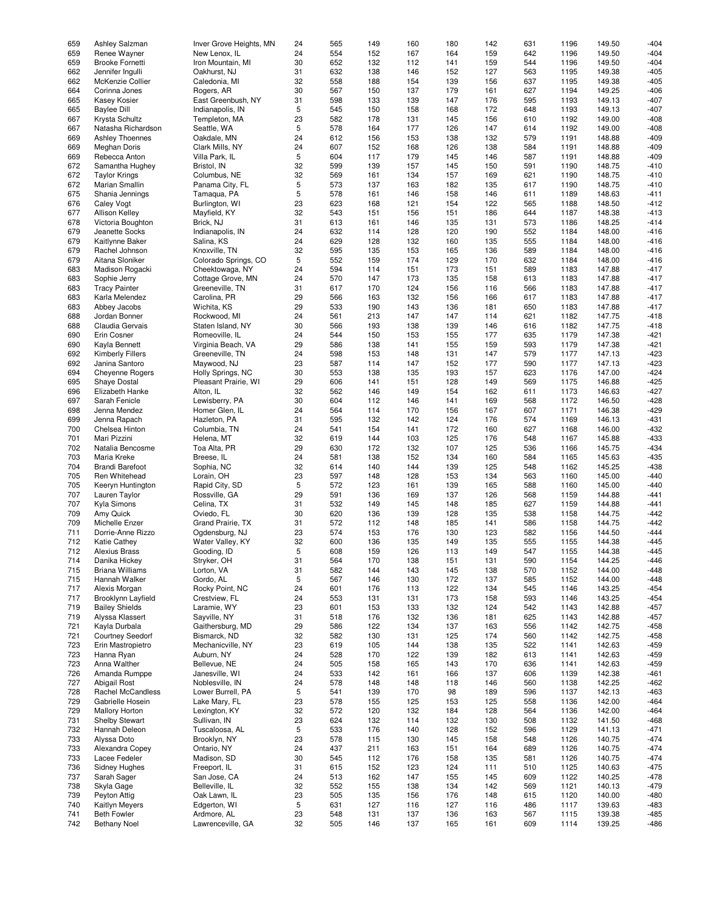| | | | | | | | | | | | | |
|---|---|---|---|---|---|---|---|---|---|---|---|---|
| 659 | Ashley Salzman | Inver Grove Heights, MN | 24 | 565 | 149 | 160 | 180 | 142 | 631 | 1196 | 149.50 | -404 |
| 659 | Renee Wayner | New Lenox, IL | 24 | 554 | 152 | 167 | 164 | 159 | 642 | 1196 | 149.50 | -404 |
| 659 | Brooke Fornetti | Iron Mountain, MI | 30 | 652 | 132 | 112 | 141 | 159 | 544 | 1196 | 149.50 | -404 |
| 662 | Jennifer Ingulli | Oakhurst, NJ | 31 | 632 | 138 | 146 | 152 | 127 | 563 | 1195 | 149.38 | -405 |
| 662 | McKenzie Collier | Caledonia, MI | 32 | 558 | 188 | 154 | 139 | 156 | 637 | 1195 | 149.38 | -405 |
| 664 | Corinna Jones | Rogers, AR | 30 | 567 | 150 | 137 | 179 | 161 | 627 | 1194 | 149.25 | -406 |
| 665 | Kasey Kosier | East Greenbush, NY | 31 | 598 | 133 | 139 | 147 | 176 | 595 | 1193 | 149.13 | -407 |
| 665 | Baylee Dill | Indianapolis, IN | 5 | 545 | 150 | 158 | 168 | 172 | 648 | 1193 | 149.13 | -407 |
| 667 | Krysta Schultz | Templeton, MA | 23 | 582 | 178 | 131 | 145 | 156 | 610 | 1192 | 149.00 | -408 |
| 667 | Natasha Richardson | Seattle, WA | 5 | 578 | 164 | 177 | 126 | 147 | 614 | 1192 | 149.00 | -408 |
| 669 | Ashley Thoennes | Oakdale, MN | 24 | 612 | 156 | 153 | 138 | 132 | 579 | 1191 | 148.88 | -409 |
| 669 | Meghan Doris | Clark Mills, NY | 24 | 607 | 152 | 168 | 126 | 138 | 584 | 1191 | 148.88 | -409 |
| 669 | Rebecca Anton | Villa Park, IL | 5 | 604 | 117 | 179 | 145 | 146 | 587 | 1191 | 148.88 | -409 |
| 672 | Samantha Hughey | Bristol, IN | 32 | 599 | 139 | 157 | 145 | 150 | 591 | 1190 | 148.75 | -410 |
| 672 | Taylor Krings | Columbus, NE | 32 | 569 | 161 | 134 | 157 | 169 | 621 | 1190 | 148.75 | -410 |
| 672 | Marian Smallin | Panama City, FL | 5 | 573 | 137 | 163 | 182 | 135 | 617 | 1190 | 148.75 | -410 |
| 675 | Shania Jennings | Tamaqua, PA | 5 | 578 | 161 | 146 | 158 | 146 | 611 | 1189 | 148.63 | -411 |
| 676 | Caley Vogt | Burlington, WI | 23 | 623 | 168 | 121 | 154 | 122 | 565 | 1188 | 148.50 | -412 |
| 677 | Allison Kelley | Mayfield, KY | 32 | 543 | 151 | 156 | 151 | 186 | 644 | 1187 | 148.38 | -413 |
| 678 | Victoria Boughton | Brick, NJ | 31 | 613 | 161 | 146 | 135 | 131 | 573 | 1186 | 148.25 | -414 |
| 679 | Jeanette Socks | Indianapolis, IN | 24 | 632 | 114 | 128 | 120 | 190 | 552 | 1184 | 148.00 | -416 |
| 679 | Kaitlynne Baker | Salina, KS | 24 | 629 | 128 | 132 | 160 | 135 | 555 | 1184 | 148.00 | -416 |
| 679 | Rachel Johnson | Knoxville, TN | 32 | 595 | 135 | 153 | 165 | 136 | 589 | 1184 | 148.00 | -416 |
| 679 | Aitana Sloniker | Colorado Springs, CO | 5 | 552 | 159 | 174 | 129 | 170 | 632 | 1184 | 148.00 | -416 |
| 683 | Madison Rogacki | Cheektowaga, NY | 24 | 594 | 114 | 151 | 173 | 151 | 589 | 1183 | 147.88 | -417 |
| 683 | Sophie Jerry | Cottage Grove, MN | 24 | 570 | 147 | 173 | 135 | 158 | 613 | 1183 | 147.88 | -417 |
| 683 | Tracy Painter | Greeneville, TN | 31 | 617 | 170 | 124 | 156 | 116 | 566 | 1183 | 147.88 | -417 |
| 683 | Karla Melendez | Carolina, PR | 29 | 566 | 163 | 132 | 156 | 166 | 617 | 1183 | 147.88 | -417 |
| 683 | Abbey Jacobs | Wichita, KS | 29 | 533 | 190 | 143 | 136 | 181 | 650 | 1183 | 147.88 | -417 |
| 688 | Jordan Bonner | Rockwood, MI | 24 | 561 | 213 | 147 | 147 | 114 | 621 | 1182 | 147.75 | -418 |
| 688 | Claudia Gervais | Staten Island, NY | 30 | 566 | 193 | 138 | 139 | 146 | 616 | 1182 | 147.75 | -418 |
| 690 | Erin Cosner | Romeoville, IL | 24 | 544 | 150 | 153 | 155 | 177 | 635 | 1179 | 147.38 | -421 |
| 690 | Kayla Bennett | Virginia Beach, VA | 29 | 586 | 138 | 141 | 155 | 159 | 593 | 1179 | 147.38 | -421 |
| 692 | Kimberly Fillers | Greeneville, TN | 24 | 598 | 153 | 148 | 131 | 147 | 579 | 1177 | 147.13 | -423 |
| 692 | Janina Santoro | Maywood, NJ | 23 | 587 | 114 | 147 | 152 | 177 | 590 | 1177 | 147.13 | -423 |
| 694 | Cheyenne Rogers | Holly Springs, NC | 30 | 553 | 138 | 135 | 193 | 157 | 623 | 1176 | 147.00 | -424 |
| 695 | Shaye Dostal | Pleasant Prairie, WI | 29 | 606 | 141 | 151 | 128 | 149 | 569 | 1175 | 146.88 | -425 |
| 696 | Elizabeth Hanke | Alton, IL | 32 | 562 | 146 | 149 | 154 | 162 | 611 | 1173 | 146.63 | -427 |
| 697 | Sarah Fenicle | Lewisberry, PA | 30 | 604 | 112 | 146 | 141 | 169 | 568 | 1172 | 146.50 | -428 |
| 698 | Jenna Mendez | Homer Glen, IL | 24 | 564 | 114 | 170 | 156 | 167 | 607 | 1171 | 146.38 | -429 |
| 699 | Jenna Rapach | Hazleton, PA | 31 | 595 | 132 | 142 | 124 | 176 | 574 | 1169 | 146.13 | -431 |
| 700 | Chelsea Hinton | Columbia, TN | 24 | 541 | 154 | 141 | 172 | 160 | 627 | 1168 | 146.00 | -432 |
| 701 | Mari Pizzini | Helena, MT | 32 | 619 | 144 | 103 | 125 | 176 | 548 | 1167 | 145.88 | -433 |
| 702 | Natalia Bencosme | Toa Alta, PR | 29 | 630 | 172 | 132 | 107 | 125 | 536 | 1166 | 145.75 | -434 |
| 703 | Maria Kreke | Breese, IL | 24 | 581 | 138 | 152 | 134 | 160 | 584 | 1165 | 145.63 | -435 |
| 704 | Brandi Barefoot | Sophia, NC | 32 | 614 | 140 | 144 | 139 | 125 | 548 | 1162 | 145.25 | -438 |
| 705 | Ren Whitehead | Lorain, OH | 23 | 597 | 148 | 128 | 153 | 134 | 563 | 1160 | 145.00 | -440 |
| 705 | Keeryn Huntington | Rapid City, SD | 5 | 572 | 123 | 161 | 139 | 165 | 588 | 1160 | 145.00 | -440 |
| 707 | Lauren Taylor | Rossville, GA | 29 | 591 | 136 | 169 | 137 | 126 | 568 | 1159 | 144.88 | -441 |
| 707 | Kyla Simons | Celina, TX | 31 | 532 | 149 | 145 | 148 | 185 | 627 | 1159 | 144.88 | -441 |
| 709 | Amy Quick | Oviedo, FL | 30 | 620 | 136 | 139 | 128 | 135 | 538 | 1158 | 144.75 | -442 |
| 709 | Michelle Enzer | Grand Prairie, TX | 31 | 572 | 112 | 148 | 185 | 141 | 586 | 1158 | 144.75 | -442 |
| 711 | Dorrie-Anne Rizzo | Ogdensburg, NJ | 23 | 574 | 153 | 176 | 130 | 123 | 582 | 1156 | 144.50 | -444 |
| 712 | Katie Cathey | Water Valley, KY | 32 | 600 | 136 | 135 | 149 | 135 | 555 | 1155 | 144.38 | -445 |
| 712 | Alexius Brass | Gooding, ID | 5 | 608 | 159 | 126 | 113 | 149 | 547 | 1155 | 144.38 | -445 |
| 714 | Danika Hickey | Stryker, OH | 31 | 564 | 170 | 138 | 151 | 131 | 590 | 1154 | 144.25 | -446 |
| 715 | Briana Williams | Lorton, VA | 31 | 582 | 144 | 143 | 145 | 138 | 570 | 1152 | 144.00 | -448 |
| 715 | Hannah Walker | Gordo, AL | 5 | 567 | 146 | 130 | 172 | 137 | 585 | 1152 | 144.00 | -448 |
| 717 | Alexis Morgan | Rocky Point, NC | 24 | 601 | 176 | 113 | 122 | 134 | 545 | 1146 | 143.25 | -454 |
| 717 | Brooklynn Layfield | Crestview, FL | 24 | 553 | 131 | 131 | 173 | 158 | 593 | 1146 | 143.25 | -454 |
| 719 | Bailey Shields | Laramie, WY | 23 | 601 | 153 | 133 | 132 | 124 | 542 | 1143 | 142.88 | -457 |
| 719 | Alyssa Klassert | Sayville, NY | 31 | 518 | 176 | 132 | 136 | 181 | 625 | 1143 | 142.88 | -457 |
| 721 | Kayla Durbala | Gaithersburg, MD | 29 | 586 | 122 | 134 | 137 | 163 | 556 | 1142 | 142.75 | -458 |
| 721 | Courtney Seedorf | Bismarck, ND | 32 | 582 | 130 | 131 | 125 | 174 | 560 | 1142 | 142.75 | -458 |
| 723 | Erin Mastropietro | Mechanicville, NY | 23 | 619 | 105 | 144 | 138 | 135 | 522 | 1141 | 142.63 | -459 |
| 723 | Hanna Ryan | Auburn, NY | 24 | 528 | 170 | 122 | 139 | 182 | 613 | 1141 | 142.63 | -459 |
| 723 | Anna Walther | Bellevue, NE | 24 | 505 | 158 | 165 | 143 | 170 | 636 | 1141 | 142.63 | -459 |
| 726 | Amanda Rumppe | Janesville, WI | 24 | 533 | 142 | 161 | 166 | 137 | 606 | 1139 | 142.38 | -461 |
| 727 | Abigail Rost | Noblesville, IN | 24 | 578 | 148 | 148 | 118 | 146 | 560 | 1138 | 142.25 | -462 |
| 728 | Rachel McCandless | Lower Burrell, PA | 5 | 541 | 139 | 170 | 98 | 189 | 596 | 1137 | 142.13 | -463 |
| 729 | Gabrielle Hosein | Lake Mary, FL | 23 | 578 | 155 | 125 | 153 | 125 | 558 | 1136 | 142.00 | -464 |
| 729 | Mallory Horton | Lexington, KY | 32 | 572 | 120 | 132 | 184 | 128 | 564 | 1136 | 142.00 | -464 |
| 731 | Shelby Stewart | Sullivan, IN | 23 | 624 | 132 | 114 | 132 | 130 | 508 | 1132 | 141.50 | -468 |
| 732 | Hannah Deleon | Tuscaloosa, AL | 5 | 533 | 176 | 140 | 128 | 152 | 596 | 1129 | 141.13 | -471 |
| 733 | Alyssa Doto | Brooklyn, NY | 23 | 578 | 115 | 130 | 145 | 158 | 548 | 1126 | 140.75 | -474 |
| 733 | Alexandra Copey | Ontario, NY | 24 | 437 | 211 | 163 | 151 | 164 | 689 | 1126 | 140.75 | -474 |
| 733 | Lacee Fedeler | Madison, SD | 30 | 545 | 112 | 176 | 158 | 135 | 581 | 1126 | 140.75 | -474 |
| 736 | Sidney Hughes | Freeport, IL | 31 | 615 | 152 | 123 | 124 | 111 | 510 | 1125 | 140.63 | -475 |
| 737 | Sarah Sager | San Jose, CA | 24 | 513 | 162 | 147 | 155 | 145 | 609 | 1122 | 140.25 | -478 |
| 738 | Skyla Gage | Belleville, IL | 32 | 552 | 155 | 138 | 134 | 142 | 569 | 1121 | 140.13 | -479 |
| 739 | Peyton Attig | Oak Lawn, IL | 23 | 505 | 135 | 156 | 176 | 148 | 615 | 1120 | 140.00 | -480 |
| 740 | Kaitlyn Meyers | Edgerton, WI | 5 | 631 | 127 | 116 | 127 | 116 | 486 | 1117 | 139.63 | -483 |
| 741 | Beth Fowler | Ardmore, AL | 23 | 548 | 131 | 137 | 136 | 163 | 567 | 1115 | 139.38 | -485 |
| 742 | Bethany Noel | Lawrenceville, GA | 32 | 505 | 146 | 137 | 165 | 161 | 609 | 1114 | 139.25 | -486 |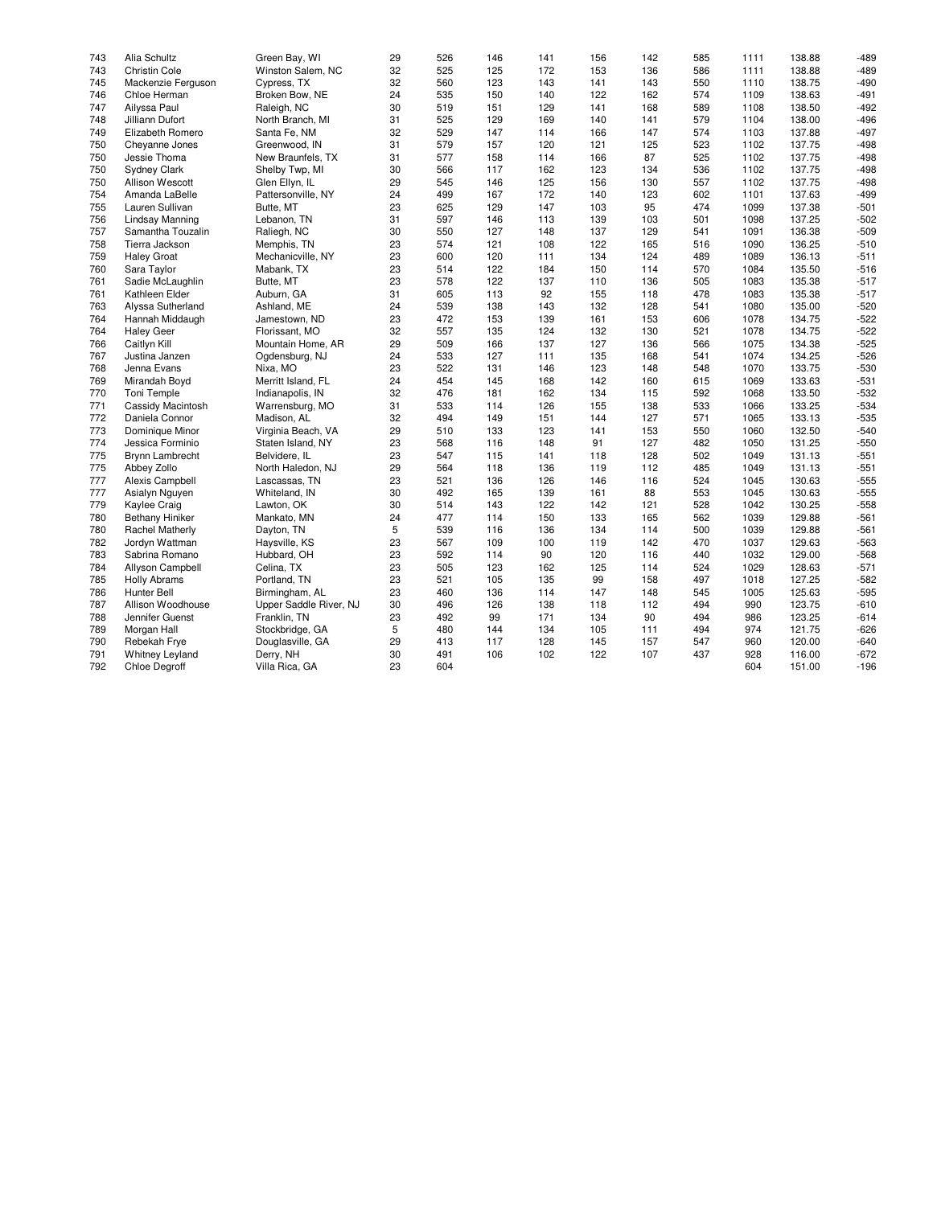| | | | | | | | | | | | | |
|---|---|---|---|---|---|---|---|---|---|---|---|---|
| 743 | Alia Schultz | Green Bay, WI | 29 | 526 | 146 | 141 | 156 | 142 | 585 | 1111 | 138.88 | -489 |
| 743 | Christin Cole | Winston Salem, NC | 32 | 525 | 125 | 172 | 153 | 136 | 586 | 1111 | 138.88 | -489 |
| 745 | Mackenzie Ferguson | Cypress, TX | 32 | 560 | 123 | 143 | 141 | 143 | 550 | 1110 | 138.75 | -490 |
| 746 | Chloe Herman | Broken Bow, NE | 24 | 535 | 150 | 140 | 122 | 162 | 574 | 1109 | 138.63 | -491 |
| 747 | Ailyssa Paul | Raleigh, NC | 30 | 519 | 151 | 129 | 141 | 168 | 589 | 1108 | 138.50 | -492 |
| 748 | Jilliann Dufort | North Branch, MI | 31 | 525 | 129 | 169 | 140 | 141 | 579 | 1104 | 138.00 | -496 |
| 749 | Elizabeth Romero | Santa Fe, NM | 32 | 529 | 147 | 114 | 166 | 147 | 574 | 1103 | 137.88 | -497 |
| 750 | Cheyanne Jones | Greenwood, IN | 31 | 579 | 157 | 120 | 121 | 125 | 523 | 1102 | 137.75 | -498 |
| 750 | Jessie Thoma | New Braunfels, TX | 31 | 577 | 158 | 114 | 166 | 87 | 525 | 1102 | 137.75 | -498 |
| 750 | Sydney Clark | Shelby Twp, MI | 30 | 566 | 117 | 162 | 123 | 134 | 536 | 1102 | 137.75 | -498 |
| 750 | Allison Wescott | Glen Ellyn, IL | 29 | 545 | 146 | 125 | 156 | 130 | 557 | 1102 | 137.75 | -498 |
| 754 | Amanda LaBelle | Pattersonville, NY | 24 | 499 | 167 | 172 | 140 | 123 | 602 | 1101 | 137.63 | -499 |
| 755 | Lauren Sullivan | Butte, MT | 23 | 625 | 129 | 147 | 103 | 95 | 474 | 1099 | 137.38 | -501 |
| 756 | Lindsay Manning | Lebanon, TN | 31 | 597 | 146 | 113 | 139 | 103 | 501 | 1098 | 137.25 | -502 |
| 757 | Samantha Touzalin | Raliegh, NC | 30 | 550 | 127 | 148 | 137 | 129 | 541 | 1091 | 136.38 | -509 |
| 758 | Tierra Jackson | Memphis, TN | 23 | 574 | 121 | 108 | 122 | 165 | 516 | 1090 | 136.25 | -510 |
| 759 | Haley Groat | Mechanicville, NY | 23 | 600 | 120 | 111 | 134 | 124 | 489 | 1089 | 136.13 | -511 |
| 760 | Sara Taylor | Mabank, TX | 23 | 514 | 122 | 184 | 150 | 114 | 570 | 1084 | 135.50 | -516 |
| 761 | Sadie McLaughlin | Butte, MT | 23 | 578 | 122 | 137 | 110 | 136 | 505 | 1083 | 135.38 | -517 |
| 761 | Kathleen Elder | Auburn, GA | 31 | 605 | 113 | 92 | 155 | 118 | 478 | 1083 | 135.38 | -517 |
| 763 | Alyssa Sutherland | Ashland, ME | 24 | 539 | 138 | 143 | 132 | 128 | 541 | 1080 | 135.00 | -520 |
| 764 | Hannah Middaugh | Jamestown, ND | 23 | 472 | 153 | 139 | 161 | 153 | 606 | 1078 | 134.75 | -522 |
| 764 | Haley Geer | Florissant, MO | 32 | 557 | 135 | 124 | 132 | 130 | 521 | 1078 | 134.75 | -522 |
| 766 | Caitlyn Kill | Mountain Home, AR | 29 | 509 | 166 | 137 | 127 | 136 | 566 | 1075 | 134.38 | -525 |
| 767 | Justina Janzen | Ogdensburg, NJ | 24 | 533 | 127 | 111 | 135 | 168 | 541 | 1074 | 134.25 | -526 |
| 768 | Jenna Evans | Nixa, MO | 23 | 522 | 131 | 146 | 123 | 148 | 548 | 1070 | 133.75 | -530 |
| 769 | Mirandah Boyd | Merritt Island, FL | 24 | 454 | 145 | 168 | 142 | 160 | 615 | 1069 | 133.63 | -531 |
| 770 | Toni Temple | Indianapolis, IN | 32 | 476 | 181 | 162 | 134 | 115 | 592 | 1068 | 133.50 | -532 |
| 771 | Cassidy Macintosh | Warrensburg, MO | 31 | 533 | 114 | 126 | 155 | 138 | 533 | 1066 | 133.25 | -534 |
| 772 | Daniela Connor | Madison, AL | 32 | 494 | 149 | 151 | 144 | 127 | 571 | 1065 | 133.13 | -535 |
| 773 | Dominique Minor | Virginia Beach, VA | 29 | 510 | 133 | 123 | 141 | 153 | 550 | 1060 | 132.50 | -540 |
| 774 | Jessica Forminio | Staten Island, NY | 23 | 568 | 116 | 148 | 91 | 127 | 482 | 1050 | 131.25 | -550 |
| 775 | Brynn Lambrecht | Belvidere, IL | 23 | 547 | 115 | 141 | 118 | 128 | 502 | 1049 | 131.13 | -551 |
| 775 | Abbey Zollo | North Haledon, NJ | 29 | 564 | 118 | 136 | 119 | 112 | 485 | 1049 | 131.13 | -551 |
| 777 | Alexis Campbell | Lascassas, TN | 23 | 521 | 136 | 126 | 146 | 116 | 524 | 1045 | 130.63 | -555 |
| 777 | Asialyn Nguyen | Whiteland, IN | 30 | 492 | 165 | 139 | 161 | 88 | 553 | 1045 | 130.63 | -555 |
| 779 | Kaylee Craig | Lawton, OK | 30 | 514 | 143 | 122 | 142 | 121 | 528 | 1042 | 130.25 | -558 |
| 780 | Bethany Hiniker | Mankato, MN | 24 | 477 | 114 | 150 | 133 | 165 | 562 | 1039 | 129.88 | -561 |
| 780 | Rachel Matherly | Dayton, TN | 5 | 539 | 116 | 136 | 134 | 114 | 500 | 1039 | 129.88 | -561 |
| 782 | Jordyn Wattman | Haysville, KS | 23 | 567 | 109 | 100 | 119 | 142 | 470 | 1037 | 129.63 | -563 |
| 783 | Sabrina Romano | Hubbard, OH | 23 | 592 | 114 | 90 | 120 | 116 | 440 | 1032 | 129.00 | -568 |
| 784 | Allyson Campbell | Celina, TX | 23 | 505 | 123 | 162 | 125 | 114 | 524 | 1029 | 128.63 | -571 |
| 785 | Holly Abrams | Portland, TN | 23 | 521 | 105 | 135 | 99 | 158 | 497 | 1018 | 127.25 | -582 |
| 786 | Hunter Bell | Birmingham, AL | 23 | 460 | 136 | 114 | 147 | 148 | 545 | 1005 | 125.63 | -595 |
| 787 | Allison Woodhouse | Upper Saddle River, NJ | 30 | 496 | 126 | 138 | 118 | 112 | 494 | 990 | 123.75 | -610 |
| 788 | Jennifer Guenst | Franklin, TN | 23 | 492 | 99 | 171 | 134 | 90 | 494 | 986 | 123.25 | -614 |
| 789 | Morgan Hall | Stockbridge, GA | 5 | 480 | 144 | 134 | 105 | 111 | 494 | 974 | 121.75 | -626 |
| 790 | Rebekah Frye | Douglasville, GA | 29 | 413 | 117 | 128 | 145 | 157 | 547 | 960 | 120.00 | -640 |
| 791 | Whitney Leyland | Derry, NH | 30 | 491 | 106 | 102 | 122 | 107 | 437 | 928 | 116.00 | -672 |
| 792 | Chloe Degroff | Villa Rica, GA | 23 | 604 | | | | | | 604 | 151.00 | -196 |